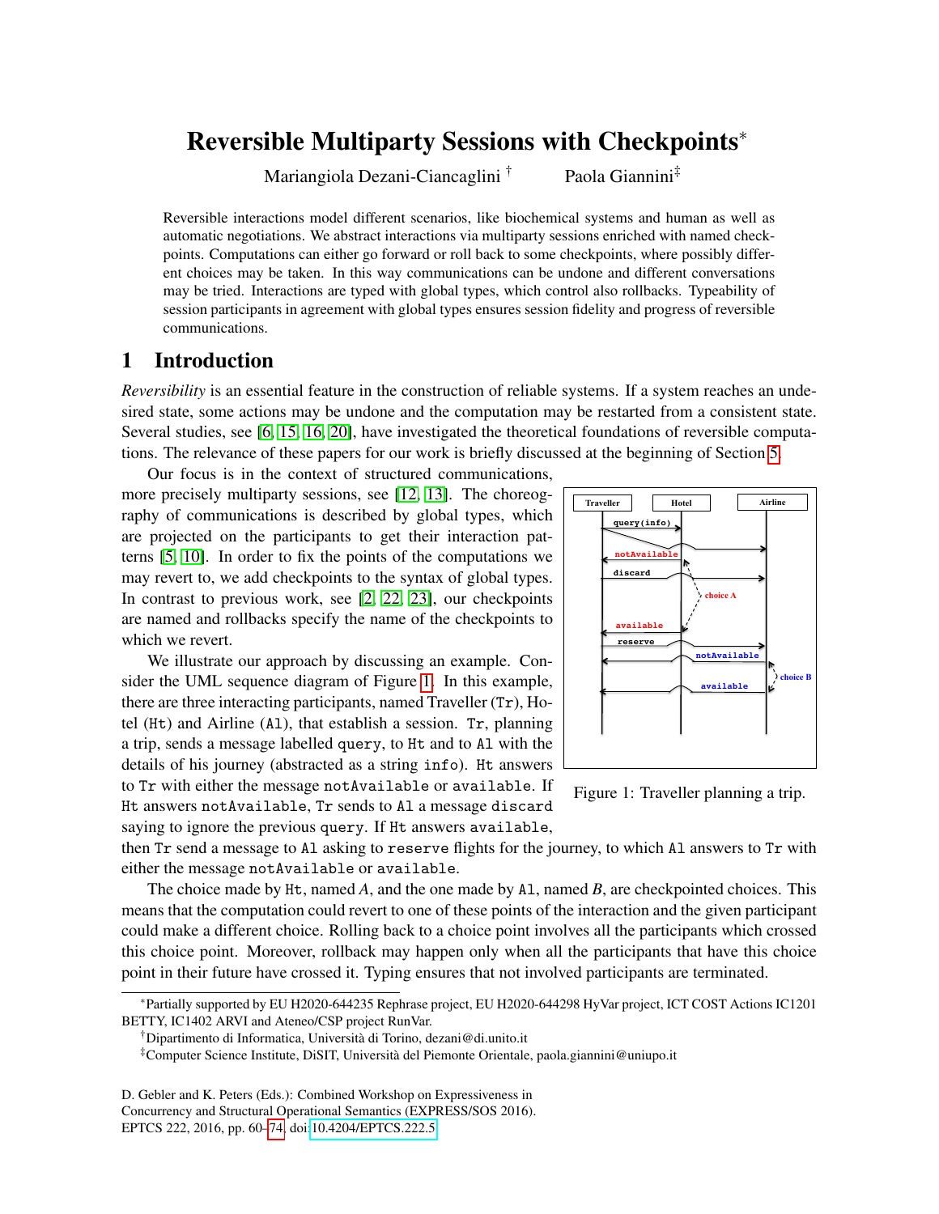# Reversible Multiparty Sessions with Checkpoints*

Mariangiola Dezani-Ciancaglini † Paola Giannini‡

Reversible interactions model different scenarios, like biochemical systems and human as well as automatic negotiations. We abstract interactions via multiparty sessions enriched with named checkpoints. Computations can either go forward or roll back to some checkpoints, where possibly different choices may be taken. In this way communications can be undone and different conversations may be tried. Interactions are typed with global types, which control also rollbacks. Typeability of session participants in agreement with global types ensures session fidelity and progress of reversible communications.

## 1 Introduction

*Reversibility* is an essential feature in the construction of reliable systems. If a system reaches an undesired state, some actions may be undone and the computation may be restarted from a consistent state. Several studies, see [6, 15, 16, 20], have investigated the theoretical foundations of reversible computations. The relevance of these papers for our work is briefly discussed at the beginning of Section 5.

Our focus is in the context of structured communications, more precisely multiparty sessions, see [12, 13]. The choreography of communications is described by global types, which are projected on the participants to get their interaction patterns [5, 10]. In order to fix the points of the computations we may revert to, we add checkpoints to the syntax of global types. In contrast to previous work, see [2, 22, 23], our checkpoints are named and rollbacks specify the name of the checkpoints to which we revert.

We illustrate our approach by discussing an example. Consider the UML sequence diagram of Figure 1. In this example, there are three interacting participants, named Traveller (`Tr`), Hotel (`Ht`) and Airline (`Al`), that establish a session. `Tr`, planning a trip, sends a message labelled `query`, to `Ht` and to `Al` with the details of his journey (abstracted as a string `info`). `Ht` answers to `Tr` with either the message `notAvailable` or `available`. If `Ht` answers `notAvailable`, `Tr` sends to `Al` a message `discard` saying to ignore the previous `query`. If `Ht` answers `available`, then `Tr` send a message to `Al` asking to `reserve` flights for the journey, to which `Al` answers to `Tr` with either the message `notAvailable` or `available`.

Figure 1: Traveller planning a trip.

The choice made by `Ht`, named *A*, and the one made by `Al`, named *B*, are checkpointed choices. This means that the computation could revert to one of these points of the interaction and the given participant could make a different choice. Rolling back to a choice point involves all the participants which crossed this choice point. Moreover, rollback may happen only when all the participants that have this choice point in their future have crossed it. Typing ensures that not involved participants are terminated.

*Partially supported by EU H2020-644235 Rephrase project, EU H2020-644298 HyVar project, ICT COST Actions IC1201 BETTY, IC1402 ARVI and Ateneo/CSP project RunVar.

†Dipartimento di Informatica, Università di Torino, dezani@di.unito.it

‡Computer Science Institute, DiSIT, Università del Piemonte Orientale, paola.giannini@uniupo.it

D. Gebler and K. Peters (Eds.): Combined Workshop on Expressiveness in Concurrency and Structural Operational Semantics (EXPRESS/SOS 2016). EPTCS 222, 2016, pp. 60–74, doi:10.4204/EPTCS.222.5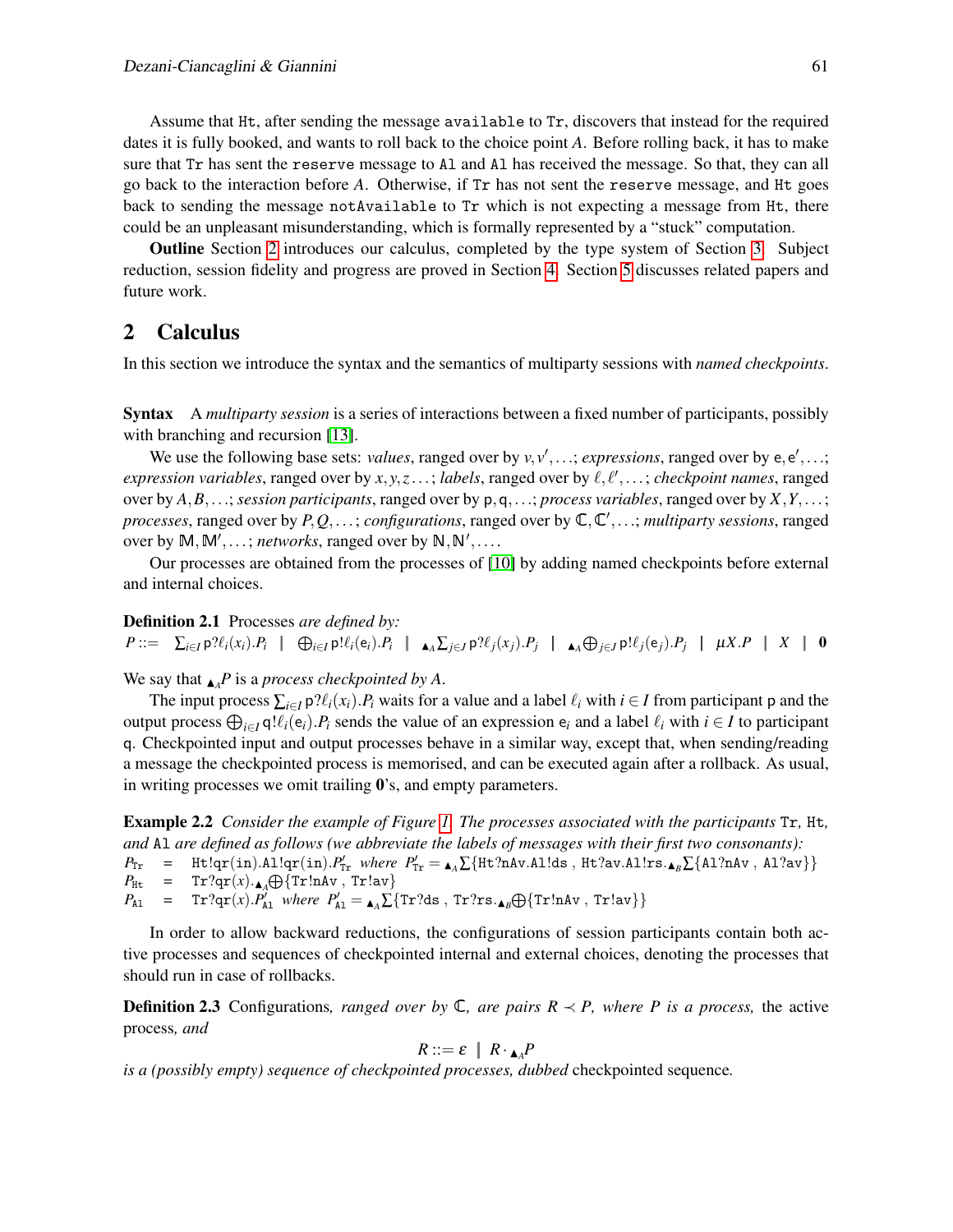Assume that Ht, after sending the message available to Tr, discovers that instead for the required dates it is fully booked, and wants to roll back to the choice point $A$. Before rolling back, it has to make sure that Tr has sent the reserve message to Al and Al has received the message. So that, they can all go back to the interaction before $A$. Otherwise, if Tr has not sent the reserve message, and Ht goes back to sending the message notAvailable to Tr which is not expecting a message from Ht, there could be an unpleasant misunderstanding, which is formally represented by a "stuck" computation.

**Outline** Section 2 introduces our calculus, completed by the type system of Section 3. Subject reduction, session fidelity and progress are proved in Section 4. Section 5 discusses related papers and future work.

## 2 Calculus

In this section we introduce the syntax and the semantics of multiparty sessions with *named checkpoints*.

**Syntax** A *multiparty session* is a series of interactions between a fixed number of participants, possibly with branching and recursion [13].

We use the following base sets: *values*, ranged over by $v, v', \ldots$; *expressions*, ranged over by $\mathsf{e}, \mathsf{e}', \ldots$; *expression variables*, ranged over by $x, y, z \ldots$; *labels*, ranged over by $\ell, \ell', \ldots$; *checkpoint names*, ranged over by $A, B, \ldots$; *session participants*, ranged over by $\mathsf{p}, \mathsf{q}, \ldots$; *process variables*, ranged over by $X, Y, \ldots$; *processes*, ranged over by $P, Q, \ldots$; *configurations*, ranged over by $\mathbb{C}, \mathbb{C}', \ldots$; *multiparty sessions*, ranged over by $\mathbb{M}, \mathbb{M}', \ldots$; *networks*, ranged over by $\mathbb{N}, \mathbb{N}', \ldots$.

Our processes are obtained from the processes of [10] by adding named checkpoints before external and internal choices.

**Definition 2.1** Processes *are defined by:*

$$P ::= \sum_{i \in I} \mathsf{p}?\ell_i(x_i).P_i \mid \bigoplus_{i \in I} \mathsf{p}!\ell_i(\mathsf{e}_i).P_i \mid {}_{\blacktriangle_A}\sum_{j \in J} \mathsf{p}?\ell_j(x_j).P_j \mid {}_{\blacktriangle_A}\bigoplus_{j \in J} \mathsf{p}!\ell_j(\mathsf{e}_j).P_j \mid \mu X.P \mid X \mid \mathbf{0}$$

We say that ${}_{\blacktriangle_A}P$ is a *process checkpointed by $A$*.

The input process $\sum_{i \in I} \mathsf{p}?\ell_i(x_i).P_i$ waits for a value and a label $\ell_i$ with $i \in I$ from participant $\mathsf{p}$ and the output process $\bigoplus_{i \in I} \mathsf{q}!\ell_i(\mathsf{e}_i).P_i$ sends the value of an expression $\mathsf{e}_i$ and a label $\ell_i$ with $i \in I$ to participant $\mathsf{q}$. Checkpointed input and output processes behave in a similar way, except that, when sending/reading a message the checkpointed process is memorised, and can be executed again after a rollback. As usual, in writing processes we omit trailing $\mathbf{0}$'s, and empty parameters.

**Example 2.2** *Consider the example of Figure 1. The processes associated with the participants* Tr*,* Ht*, and* Al *are defined as follows (we abbreviate the labels of messages with their first two consonants):*

$P_{\mathtt{Tr}} = \mathtt{Ht!qr(in).Al!qr(in)}.P'_{\mathtt{Tr}}$ *where* $P'_{\mathtt{Tr}} = {}_{\blacktriangle_A}\sum\{\mathtt{Ht?nAv.Al!ds}\ ,\ \mathtt{Ht?av.Al!rs}.{}_{\blacktriangle_B}\sum\{\mathtt{Al?nAv}\ ,\ \mathtt{Al?av}\}\}$
$P_{\mathtt{Ht}} = \mathtt{Tr?qr}(x).{}_{\blacktriangle_A}\bigoplus\{\mathtt{Tr!nAv}\ ,\ \mathtt{Tr!av}\}$
$P_{\mathtt{Al}} = \mathtt{Tr?qr}(x).P'_{\mathtt{Al}}$ *where* $P'_{\mathtt{Al}} = {}_{\blacktriangle_A}\sum\{\mathtt{Tr?ds}\ ,\ \mathtt{Tr?rs}.{}_{\blacktriangle_B}\bigoplus\{\mathtt{Tr!nAv}\ ,\ \mathtt{Tr!av}\}\}$

In order to allow backward reductions, the configurations of session participants contain both active processes and sequences of checkpointed internal and external choices, denoting the processes that should run in case of rollbacks.

**Definition 2.3** Configurations*, ranged over by $\mathbb{C}$, are pairs $R \prec P$, where $P$ is a process,* the active process*, and*

$$R ::= \varepsilon \mid R \cdot {}_{\blacktriangle_A}P$$

*is a (possibly empty) sequence of checkpointed processes, dubbed* checkpointed sequence*.*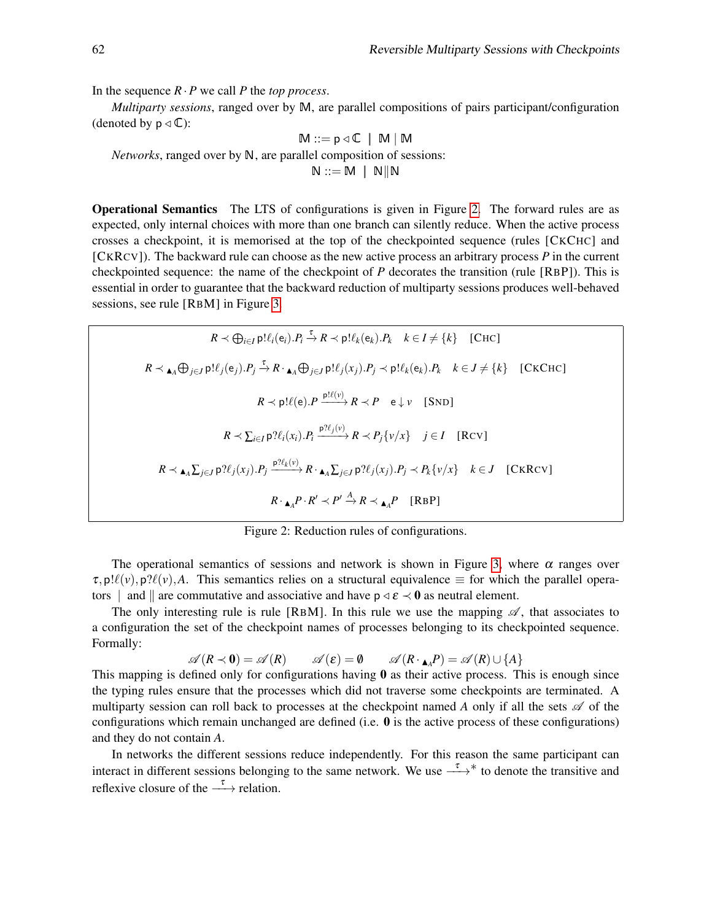In the sequence $R \cdot P$ we call $P$ the *top process*.

*Multiparty sessions*, ranged over by $\mathbb{M}$, are parallel compositions of pairs participant/configuration (denoted by $\mathsf{p} \triangleleft \mathbb{C}$):

$$\mathbb{M} ::= \mathsf{p} \triangleleft \mathbb{C} \;\mid\; \mathbb{M} \mid \mathbb{M}$$

*Networks*, ranged over by $\mathbb{N}$, are parallel composition of sessions:

$$\mathbb{N} ::= \mathbb{M} \;\mid\; \mathbb{N} \| \mathbb{N}$$

**Operational Semantics** The LTS of configurations is given in Figure 2. The forward rules are as expected, only internal choices with more than one branch can silently reduce. When the active process crosses a checkpoint, it is memorised at the top of the checkpointed sequence (rules [CKCHC] and [CKRCV]). The backward rule can choose as the new active process an arbitrary process $P$ in the current checkpointed sequence: the name of the checkpoint of $P$ decorates the transition (rule [RBP]). This is essential in order to guarantee that the backward reduction of multiparty sessions produces well-behaved sessions, see rule [RBM] in Figure 3.

$$R \prec \bigoplus_{i\in I} \mathsf{p}!\ell_i(\mathsf{e}_i).P_i \xrightarrow{\tau} R \prec \mathsf{p}!\ell_k(\mathsf{e}_k).P_k \quad k \in I \neq \{k\} \quad [\text{CHC}]$$

$$R \prec {}_{\blacktriangle_A}\bigoplus_{j\in J} \mathsf{p}!\ell_j(\mathsf{e}_j).P_j \xrightarrow{\tau} R \cdot {}_{\blacktriangle_A}\bigoplus_{j\in J} \mathsf{p}!\ell_j(x_j).P_j \prec \mathsf{p}!\ell_k(\mathsf{e}_k).P_k \quad k \in J \neq \{k\} \quad [\text{CKCHC}]$$

$$R \prec \mathsf{p}!\ell(\mathsf{e}).P \xrightarrow{\mathsf{p}!\ell(v)} R \prec P \quad \mathsf{e} \downarrow v \quad [\text{SND}]$$

$$R \prec \sum_{i\in I} \mathsf{p}?\ell_i(x_i).P_i \xrightarrow{\mathsf{p}?\ell_j(v)} R \prec P_j\{v/x\} \quad j \in I \quad [\text{RCV}]$$

$$R \prec {}_{\blacktriangle_A}\sum_{j\in J} \mathsf{p}?\ell_j(x_j).P_j \xrightarrow{\mathsf{p}?\ell_k(v)} R \cdot {}_{\blacktriangle_A}\sum_{j\in J} \mathsf{p}?\ell_j(x_j).P_j \prec P_k\{v/x\} \quad k \in J \quad [\text{CKRCV}]$$

$$R \cdot {}_{\blacktriangle_A}P \cdot R' \prec P' \xrightarrow{A} R \prec {}_{\blacktriangle_A}P \quad [\text{RBP}]$$

Figure 2: Reduction rules of configurations.

The operational semantics of sessions and network is shown in Figure 3, where $\alpha$ ranges over $\tau, \mathsf{p}!\ell(v), \mathsf{p}?\ell(v), A$. This semantics relies on a structural equivalence $\equiv$ for which the parallel operators $\mid$ and $\|$ are commutative and associative and have $\mathsf{p} \triangleleft \varepsilon \prec \mathbf{0}$ as neutral element.

The only interesting rule is rule [RBM]. In this rule we use the mapping $\mathscr{A}$, that associates to a configuration the set of the checkpoint names of processes belonging to its checkpointed sequence. Formally:

$$\mathscr{A}(R \prec \mathbf{0}) = \mathscr{A}(R) \qquad \mathscr{A}(\varepsilon) = \emptyset \qquad \mathscr{A}(R \cdot {}_{\blacktriangle_A}P) = \mathscr{A}(R) \cup \{A\}$$

This mapping is defined only for configurations having $\mathbf{0}$ as their active process. This is enough since the typing rules ensure that the processes which did not traverse some checkpoints are terminated. A multiparty session can roll back to processes at the checkpoint named $A$ only if all the sets $\mathscr{A}$ of the configurations which remain unchanged are defined (i.e. $\mathbf{0}$ is the active process of these configurations) and they do not contain $A$.

In networks the different sessions reduce independently. For this reason the same participant can interact in different sessions belonging to the same network. We use $\xrightarrow{\tau}{}^*$ to denote the transitive and reflexive closure of the $\xrightarrow{\tau}$ relation.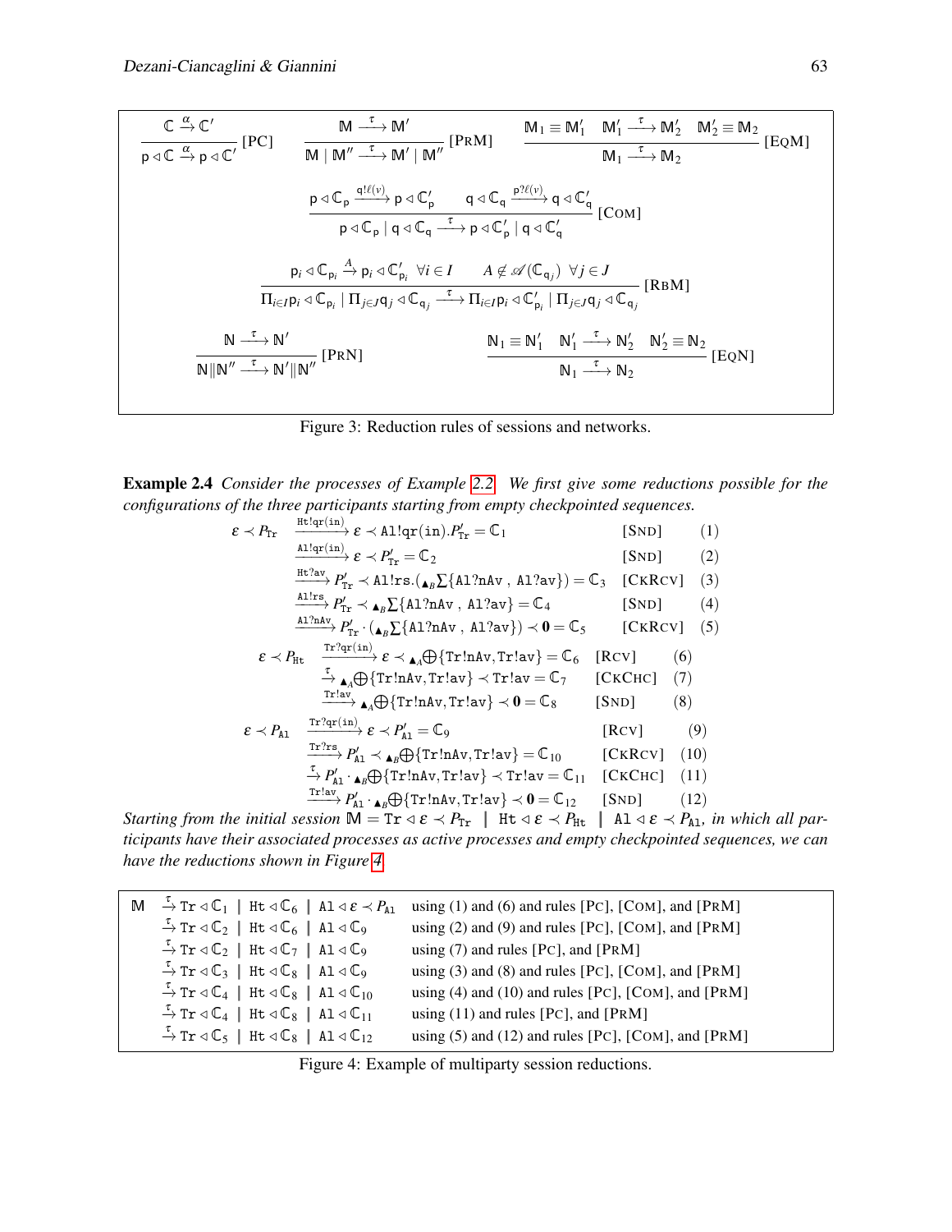$$\frac{\mathbb{C} \xrightarrow{\alpha} \mathbb{C}'}{\mathsf{p} \triangleleft \mathbb{C} \xrightarrow{\alpha} \mathsf{p} \triangleleft \mathbb{C}'} \text{[PC]} \qquad \frac{\mathbb{M} \xrightarrow{\tau} \mathbb{M}'}{\mathbb{M} \mid \mathbb{M}'' \xrightarrow{\tau} \mathbb{M}' \mid \mathbb{M}''} \text{[PRM]} \qquad \frac{\mathbb{M}_1 \equiv \mathbb{M}_1' \quad \mathbb{M}_1' \xrightarrow{\tau} \mathbb{M}_2' \quad \mathbb{M}_2' \equiv \mathbb{M}_2}{\mathbb{M}_1 \xrightarrow{\tau} \mathbb{M}_2} \text{[EQM]}$$

$$\frac{\mathsf{p} \triangleleft \mathbb{C}_\mathsf{p} \xrightarrow{\mathsf{q}!\ell(v)} \mathsf{p} \triangleleft \mathbb{C}_\mathsf{p}' \qquad \mathsf{q} \triangleleft \mathbb{C}_\mathsf{q} \xrightarrow{\mathsf{p}?\ell(v)} \mathsf{q} \triangleleft \mathbb{C}_\mathsf{q}'}{\mathsf{p} \triangleleft \mathbb{C}_\mathsf{p} \mid \mathsf{q} \triangleleft \mathbb{C}_\mathsf{q} \xrightarrow{\tau} \mathsf{p} \triangleleft \mathbb{C}_\mathsf{p}' \mid \mathsf{q} \triangleleft \mathbb{C}_\mathsf{q}'} \text{[COM]}$$

$$\frac{\mathsf{p}_i \triangleleft \mathbb{C}_{\mathsf{p}_i} \xrightarrow{A} \mathsf{p}_i \triangleleft \mathbb{C}_{\mathsf{p}_i}' \ \ \forall i \in I \qquad A \notin \mathscr{A}(\mathbb{C}_{\mathsf{q}_j}) \ \ \forall j \in J}{\Pi_{i\in I}\mathsf{p}_i \triangleleft \mathbb{C}_{\mathsf{p}_i} \mid \Pi_{j\in J}\mathsf{q}_j \triangleleft \mathbb{C}_{\mathsf{q}_j} \xrightarrow{\tau} \Pi_{i\in I}\mathsf{p}_i \triangleleft \mathbb{C}_{\mathsf{p}_i}' \mid \Pi_{j\in J}\mathsf{q}_j \triangleleft \mathbb{C}_{\mathsf{q}_j}} \text{[RBM]}$$

$$\frac{\mathbb{N} \xrightarrow{\tau} \mathbb{N}'}{\mathbb{N} \| \mathbb{N}'' \xrightarrow{\tau} \mathbb{N}' \| \mathbb{N}''} \text{[PRN]} \qquad \frac{\mathbb{N}_1 \equiv \mathbb{N}_1' \quad \mathbb{N}_1' \xrightarrow{\tau} \mathbb{N}_2' \quad \mathbb{N}_2' \equiv \mathbb{N}_2}{\mathbb{N}_1 \xrightarrow{\tau} \mathbb{N}_2} \text{[EQN]}$$

Figure 3: Reduction rules of sessions and networks.

**Example 2.4** *Consider the processes of Example 2.2. We first give some reductions possible for the configurations of the three participants starting from empty checkpointed sequences.*

$$\begin{array}{llll}
\varepsilon \prec P_{\mathtt{Tr}} & \xrightarrow{\mathtt{Ht!qr(in)}} \varepsilon \prec \mathtt{Al!qr(in)}.P'_{\mathtt{Tr}} = \mathbb{C}_1 & \text{[SND]} & (1)\\
& \xrightarrow{\mathtt{Al!qr(in)}} \varepsilon \prec P'_{\mathtt{Tr}} = \mathbb{C}_2 & \text{[SND]} & (2)\\
& \xrightarrow{\mathtt{Ht?av}} P'_{\mathtt{Tr}} \prec \mathtt{Al!rs}.({}_{\blacktriangle_B}\textstyle\sum\{\mathtt{Al?nAv}\ ,\ \mathtt{Al?av}\}) = \mathbb{C}_3 & \text{[CKRCV]} & (3)\\
& \xrightarrow{\mathtt{Al!rs}} P'_{\mathtt{Tr}} \prec {}_{\blacktriangle_B}\textstyle\sum\{\mathtt{Al?nAv}\ ,\ \mathtt{Al?av}\} = \mathbb{C}_4 & \text{[SND]} & (4)\\
& \xrightarrow{\mathtt{Al?nAv}} P'_{\mathtt{Tr}} \cdot ({}_{\blacktriangle_B}\textstyle\sum\{\mathtt{Al?nAv}\ ,\ \mathtt{Al?av}\}) \prec \mathbf{0} = \mathbb{C}_5 & \text{[CKRCV]} & (5)\\
\varepsilon \prec P_{\mathtt{Ht}} & \xrightarrow{\mathtt{Tr?qr(in)}} \varepsilon \prec {}_{\blacktriangle_A}\textstyle\bigoplus\{\mathtt{Tr!nAv},\mathtt{Tr!av}\} = \mathbb{C}_6 & \text{[RCV]} & (6)\\
& \xrightarrow{\tau} {}_{\blacktriangle_A}\textstyle\bigoplus\{\mathtt{Tr!nAv},\mathtt{Tr!av}\} \prec \mathtt{Tr!av} = \mathbb{C}_7 & \text{[CKCHC]} & (7)\\
& \xrightarrow{\mathtt{Tr!av}} {}_{\blacktriangle_A}\textstyle\bigoplus\{\mathtt{Tr!nAv},\mathtt{Tr!av}\} \prec \mathbf{0} = \mathbb{C}_8 & \text{[SND]} & (8)\\
\varepsilon \prec P_{\mathtt{Al}} & \xrightarrow{\mathtt{Tr?qr(in)}} \varepsilon \prec P'_{\mathtt{Al}} = \mathbb{C}_9 & \text{[RCV]} & (9)\\
& \xrightarrow{\mathtt{Tr?rs}} P'_{\mathtt{Al}} \prec {}_{\blacktriangle_B}\textstyle\bigoplus\{\mathtt{Tr!nAv},\mathtt{Tr!av}\} = \mathbb{C}_{10} & \text{[CKRCV]} & (10)\\
& \xrightarrow{\tau} P'_{\mathtt{Al}} \cdot {}_{\blacktriangle_B}\textstyle\bigoplus\{\mathtt{Tr!nAv},\mathtt{Tr!av}\} \prec \mathtt{Tr!av} = \mathbb{C}_{11} & \text{[CKCHC]} & (11)\\
& \xrightarrow{\mathtt{Tr!av}} P'_{\mathtt{Al}} \cdot {}_{\blacktriangle_B}\textstyle\bigoplus\{\mathtt{Tr!nAv},\mathtt{Tr!av}\} \prec \mathbf{0} = \mathbb{C}_{12} & \text{[SND]} & (12)
\end{array}$$

*Starting from the initial session* $\mathbb{M} = \mathtt{Tr} \triangleleft \varepsilon \prec P_{\mathtt{Tr}} \ \mid\ \mathtt{Ht} \triangleleft \varepsilon \prec P_{\mathtt{Ht}} \ \mid\ \mathtt{Al} \triangleleft \varepsilon \prec P_{\mathtt{Al}}$*, in which all participants have their associated processes as active processes and empty checkpointed sequences, we can have the reductions shown in Figure 4.*

$$\begin{array}{lll}
\mathbb{M} & \xrightarrow{\tau} \mathtt{Tr} \triangleleft \mathbb{C}_1 \mid \mathtt{Ht} \triangleleft \mathbb{C}_6 \mid \mathtt{Al} \triangleleft \varepsilon \prec P_{\mathtt{Al}} & \text{using (1) and (6) and rules [PC], [COM], and [PRM]}\\
& \xrightarrow{\tau} \mathtt{Tr} \triangleleft \mathbb{C}_2 \mid \mathtt{Ht} \triangleleft \mathbb{C}_6 \mid \mathtt{Al} \triangleleft \mathbb{C}_9 & \text{using (2) and (9) and rules [PC], [COM], and [PRM]}\\
& \xrightarrow{\tau} \mathtt{Tr} \triangleleft \mathbb{C}_2 \mid \mathtt{Ht} \triangleleft \mathbb{C}_7 \mid \mathtt{Al} \triangleleft \mathbb{C}_9 & \text{using (7) and rules [PC], and [PRM]}\\
& \xrightarrow{\tau} \mathtt{Tr} \triangleleft \mathbb{C}_3 \mid \mathtt{Ht} \triangleleft \mathbb{C}_8 \mid \mathtt{Al} \triangleleft \mathbb{C}_9 & \text{using (3) and (8) and rules [PC], [COM], and [PRM]}\\
& \xrightarrow{\tau} \mathtt{Tr} \triangleleft \mathbb{C}_4 \mid \mathtt{Ht} \triangleleft \mathbb{C}_8 \mid \mathtt{Al} \triangleleft \mathbb{C}_{10} & \text{using (4) and (10) and rules [PC], [COM], and [PRM]}\\
& \xrightarrow{\tau} \mathtt{Tr} \triangleleft \mathbb{C}_4 \mid \mathtt{Ht} \triangleleft \mathbb{C}_8 \mid \mathtt{Al} \triangleleft \mathbb{C}_{11} & \text{using (11) and rules [PC], and [PRM]}\\
& \xrightarrow{\tau} \mathtt{Tr} \triangleleft \mathbb{C}_5 \mid \mathtt{Ht} \triangleleft \mathbb{C}_8 \mid \mathtt{Al} \triangleleft \mathbb{C}_{12} & \text{using (5) and (12) and rules [PC], [COM], and [PRM]}
\end{array}$$

Figure 4: Example of multiparty session reductions.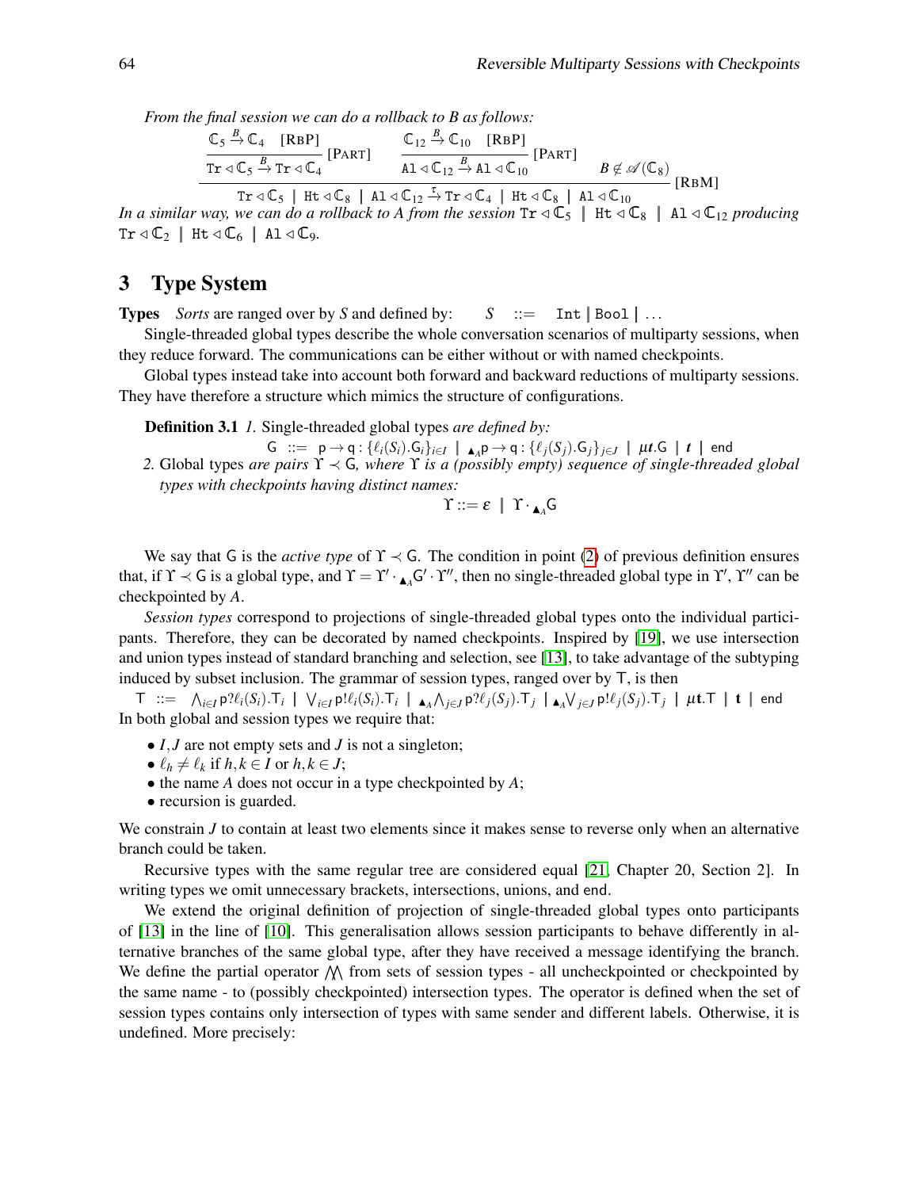*From the final session we can do a rollback to B as follows:*

$$\dfrac{\dfrac{\mathbb{C}_5 \xrightarrow{B} \mathbb{C}_4 \quad [\text{RBP}]}{\mathtt{Tr} \triangleleft \mathbb{C}_5 \xrightarrow{B} \mathtt{Tr} \triangleleft \mathbb{C}_4}\,[\text{PART}] \qquad \dfrac{\mathbb{C}_{12} \xrightarrow{B} \mathbb{C}_{10} \quad [\text{RBP}]}{\mathtt{Al} \triangleleft \mathbb{C}_{12} \xrightarrow{B} \mathtt{Al} \triangleleft \mathbb{C}_{10}}\,[\text{PART}] \qquad B \notin \mathscr{A}(\mathbb{C}_8)}{\mathtt{Tr} \triangleleft \mathbb{C}_5 \mid \mathtt{Ht} \triangleleft \mathbb{C}_8 \mid \mathtt{Al} \triangleleft \mathbb{C}_{12} \xrightarrow{\tau} \mathtt{Tr} \triangleleft \mathbb{C}_4 \mid \mathtt{Ht} \triangleleft \mathbb{C}_8 \mid \mathtt{Al} \triangleleft \mathbb{C}_{10}}\,[\text{RBM}]$$

*In a similar way, we can do a rollback to A from the session* $\mathtt{Tr} \triangleleft \mathbb{C}_5 \mid \mathtt{Ht} \triangleleft \mathbb{C}_8 \mid \mathtt{Al} \triangleleft \mathbb{C}_{12}$ *producing* $\mathtt{Tr} \triangleleft \mathbb{C}_2 \mid \mathtt{Ht} \triangleleft \mathbb{C}_6 \mid \mathtt{Al} \triangleleft \mathbb{C}_9$.

## 3 Type System

**Types** *Sorts* are ranged over by $S$ and defined by: $\quad S \quad ::= \quad \mathtt{Int} \mid \mathtt{Bool} \mid \ldots$

Single-threaded global types describe the whole conversation scenarios of multiparty sessions, when they reduce forward. The communications can be either without or with named checkpoints.

Global types instead take into account both forward and backward reductions of multiparty sessions. They have therefore a structure which mimics the structure of configurations.

**Definition 3.1** *1.* Single-threaded global types *are defined by:*

$$\mathsf{G} \ ::= \ \mathsf{p} \to \mathsf{q} : \{\ell_i(S_i).\mathsf{G}_i\}_{i\in I} \ \mid \ {}_{\blacktriangle_A}\mathsf{p} \to \mathsf{q} : \{\ell_j(S_j).\mathsf{G}_j\}_{j\in J} \ \mid \ \mu \boldsymbol{t}.\mathsf{G} \ \mid \ \boldsymbol{t} \ \mid \ \mathsf{end}$$

*2.* Global types *are pairs* $\Upsilon \prec \mathsf{G}$*, where* $\Upsilon$ *is a (possibly empty) sequence of single-threaded global types with checkpoints having distinct names:*

$$\Upsilon ::= \varepsilon \ \mid \ \Upsilon \cdot {}_{\blacktriangle_A}\mathsf{G}$$

We say that $\mathsf{G}$ is the *active type* of $\Upsilon \prec \mathsf{G}$. The condition in point (2) of previous definition ensures that, if $\Upsilon \prec \mathsf{G}$ is a global type, and $\Upsilon = \Upsilon' \cdot {}_{\blacktriangle_A}\mathsf{G}' \cdot \Upsilon''$, then no single-threaded global type in $\Upsilon', \Upsilon''$ can be checkpointed by $A$.

*Session types* correspond to projections of single-threaded global types onto the individual participants. Therefore, they can be decorated by named checkpoints. Inspired by [19], we use intersection and union types instead of standard branching and selection, see [13], to take advantage of the subtyping induced by subset inclusion. The grammar of session types, ranged over by $\mathsf{T}$, is then

$$\mathsf{T} \ ::= \ \bigwedge_{i\in I} \mathsf{p}?\ell_i(S_i).\mathsf{T}_i \ \mid \ \bigvee_{i\in I} \mathsf{p}!\ell_i(S_i).\mathsf{T}_i \ \mid \ {}_{\blacktriangle_A}\bigwedge_{j\in J} \mathsf{p}?\ell_j(S_j).\mathsf{T}_j \ \mid {}_{\blacktriangle_A}\bigvee_{j\in J} \mathsf{p}!\ell_j(S_j).\mathsf{T}_j \ \mid \ \mu \mathbf{t}.\mathsf{T} \ \mid \ \mathbf{t} \ \mid \ \mathsf{end}$$

In both global and session types we require that:

- $I, J$ are not empty sets and $J$ is not a singleton;
- $\ell_h \neq \ell_k$ if $h,k \in I$ or $h,k \in J$;
- the name $A$ does not occur in a type checkpointed by $A$;
- recursion is guarded.

We constrain $J$ to contain at least two elements since it makes sense to reverse only when an alternative branch could be taken.

Recursive types with the same regular tree are considered equal [21, Chapter 20, Section 2]. In writing types we omit unnecessary brackets, intersections, unions, and end.

We extend the original definition of projection of single-threaded global types onto participants of [13] in the line of [10]. This generalisation allows session participants to behave differently in alternative branches of the same global type, after they have received a message identifying the branch. We define the partial operator $\bigwedge\!\!\!\bigwedge$ from sets of session types - all uncheckpointed or checkpointed by the same name - to (possibly checkpointed) intersection types. The operator is defined when the set of session types contains only intersection of types with same sender and different labels. Otherwise, it is undefined. More precisely: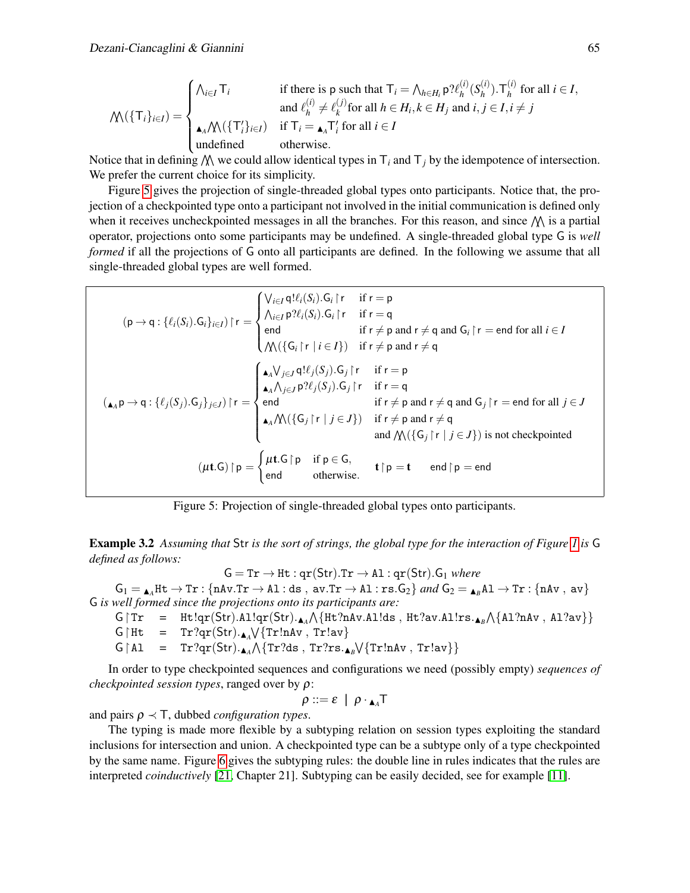$$\bigwedge\!\!\!\bigwedge(\{\mathsf{T}_i\}_{i\in I}) = \begin{cases} \bigwedge_{i\in I}\mathsf{T}_i & \text{if there is } \mathsf{p} \text{ such that } \mathsf{T}_i = \bigwedge_{h\in H_i}\mathsf{p}?\ell_h^{(i)}(S_h^{(i)}).\mathsf{T}_h^{(i)} \text{ for all } i\in I, \\ & \text{and } \ell_h^{(i)} \neq \ell_k^{(j)} \text{ for all } h\in H_i, k\in H_j \text{ and } i,j\in I, i\neq j \\ \blacktriangle_A \bigwedge\!\!\!\bigwedge(\{\mathsf{T}'_i\}_{i\in I}) & \text{if } \mathsf{T}_i = \blacktriangle_A \mathsf{T}'_i \text{ for all } i\in I \\ \text{undefined} & \text{otherwise.} \end{cases}$$

Notice that in defining $\bigwedge\!\!\!\bigwedge$ we could allow identical types in $\mathsf{T}_i$ and $\mathsf{T}_j$ by the idempotence of intersection. We prefer the current choice for its simplicity.

Figure 5 gives the projection of single-threaded global types onto participants. Notice that, the projection of a checkpointed type onto a participant not involved in the initial communication is defined only when it receives uncheckpointed messages in all the branches. For this reason, and since $\bigwedge\!\!\!\bigwedge$ is a partial operator, projections onto some participants may be undefined. A single-threaded global type $\mathsf{G}$ is *well formed* if all the projections of $\mathsf{G}$ onto all participants are defined. In the following we assume that all single-threaded global types are well formed.

$$(\mathsf{p}\to\mathsf{q}:\{\ell_i(S_i).\mathsf{G}_i\}_{i\in I})\restriction\mathsf{r} = \begin{cases} \bigvee_{i\in I}\mathsf{q}!\ell_i(S_i).\mathsf{G}_i\restriction\mathsf{r} & \text{if } \mathsf{r}=\mathsf{p} \\ \bigwedge_{i\in I}\mathsf{p}?\ell_i(S_i).\mathsf{G}_i\restriction\mathsf{r} & \text{if } \mathsf{r}=\mathsf{q} \\ \mathsf{end} & \text{if } \mathsf{r}\neq\mathsf{p} \text{ and } \mathsf{r}\neq\mathsf{q} \text{ and } \mathsf{G}_i\restriction\mathsf{r}=\mathsf{end} \text{ for all } i\in I \\ \bigwedge\!\!\!\bigwedge(\{\mathsf{G}_i\restriction\mathsf{r} \mid i\in I\}) & \text{if } \mathsf{r}\neq\mathsf{p} \text{ and } \mathsf{r}\neq\mathsf{q} \end{cases}$$

$$(\blacktriangle_A\mathsf{p}\to\mathsf{q}:\{\ell_j(S_j).\mathsf{G}_j\}_{j\in J})\restriction\mathsf{r} = \begin{cases} \blacktriangle_A\bigvee_{j\in J}\mathsf{q}!\ell_j(S_j).\mathsf{G}_j\restriction\mathsf{r} & \text{if } \mathsf{r}=\mathsf{p} \\ \blacktriangle_A\bigwedge_{j\in J}\mathsf{p}?\ell_j(S_j).\mathsf{G}_j\restriction\mathsf{r} & \text{if } \mathsf{r}=\mathsf{q} \\ \mathsf{end} & \text{if } \mathsf{r}\neq\mathsf{p} \text{ and } \mathsf{r}\neq\mathsf{q} \text{ and } \mathsf{G}_j\restriction\mathsf{r}=\mathsf{end} \text{ for all } j\in J \\ \blacktriangle_A\bigwedge\!\!\!\bigwedge(\{\mathsf{G}_j\restriction\mathsf{r} \mid j\in J\}) & \text{if } \mathsf{r}\neq\mathsf{p} \text{ and } \mathsf{r}\neq\mathsf{q} \\ & \text{and } \bigwedge\!\!\!\bigwedge(\{\mathsf{G}_j\restriction\mathsf{r} \mid j\in J\}) \text{ is not checkpointed} \end{cases}$$

$$(\mu\mathbf{t}.\mathsf{G})\restriction\mathsf{p} = \begin{cases} \mu\mathbf{t}.\mathsf{G}\restriction\mathsf{p} & \text{if } \mathsf{p}\in\mathsf{G}, \\ \mathsf{end} & \text{otherwise.} \end{cases} \qquad \mathbf{t}\restriction\mathsf{p}=\mathbf{t} \qquad \mathsf{end}\restriction\mathsf{p}=\mathsf{end}$$

Figure 5: Projection of single-threaded global types onto participants.

**Example 3.2** *Assuming that* Str *is the sort of strings, the global type for the interaction of Figure 1 is* G *defined as follows:*

$$\mathsf{G} = \mathtt{Tr}\to\mathtt{Ht}:\mathtt{qr}(\mathsf{Str}).\mathtt{Tr}\to\mathtt{Al}:\mathtt{qr}(\mathsf{Str}).\mathsf{G}_1 \text{ where}$$

$\mathsf{G}_1 = \blacktriangle_A\mathtt{Ht}\to\mathtt{Tr}:\{\mathtt{nAv}.\mathtt{Tr}\to\mathtt{Al}:\mathtt{ds}\ ,\ \mathtt{av}.\mathtt{Tr}\to\mathtt{Al}:\mathtt{rs}.\mathsf{G}_2\}$ *and* $\mathsf{G}_2 = \blacktriangle_B\mathtt{Al}\to\mathtt{Tr}:\{\mathtt{nAv}\ ,\ \mathtt{av}\}$
G *is well formed since the projections onto its participants are:*

$$\begin{array}{lcl} \mathsf{G}\restriction\mathtt{Tr} & = & \mathtt{Ht}!\mathtt{qr}(\mathsf{Str}).\mathtt{Al}!\mathtt{qr}(\mathsf{Str}).\blacktriangle_A\bigwedge\{\mathtt{Ht}?\mathtt{nAv}.\mathtt{Al}!\mathtt{ds}\ ,\ \mathtt{Ht}?\mathtt{av}.\mathtt{Al}!\mathtt{rs}.\blacktriangle_B\bigwedge\{\mathtt{Al}?\mathtt{nAv}\ ,\ \mathtt{Al}?\mathtt{av}\}\} \\ \mathsf{G}\restriction\mathtt{Ht} & = & \mathtt{Tr}?\mathtt{qr}(\mathsf{Str}).\blacktriangle_A\bigvee\{\mathtt{Tr}!\mathtt{nAv}\ ,\ \mathtt{Tr}!\mathtt{av}\} \\ \mathsf{G}\restriction\mathtt{Al} & = & \mathtt{Tr}?\mathtt{qr}(\mathsf{Str}).\blacktriangle_A\bigwedge\{\mathtt{Tr}?\mathtt{ds}\ ,\ \mathtt{Tr}?\mathtt{rs}.\blacktriangle_B\bigvee\{\mathtt{Tr}!\mathtt{nAv}\ ,\ \mathtt{Tr}!\mathtt{av}\}\} \end{array}$$

In order to type checkpointed sequences and configurations we need (possibly empty) *sequences of checkpointed session types*, ranged over by $\rho$:

$$\rho ::= \varepsilon \ \mid\ \rho\cdot\blacktriangle_A\mathsf{T}$$

and pairs $\rho \prec \mathsf{T}$, dubbed *configuration types*.

The typing is made more flexible by a subtyping relation on session types exploiting the standard inclusions for intersection and union. A checkpointed type can be a subtype only of a type checkpointed by the same name. Figure 6 gives the subtyping rules: the double line in rules indicates that the rules are interpreted *coinductively* [21, Chapter 21]. Subtyping can be easily decided, see for example [11].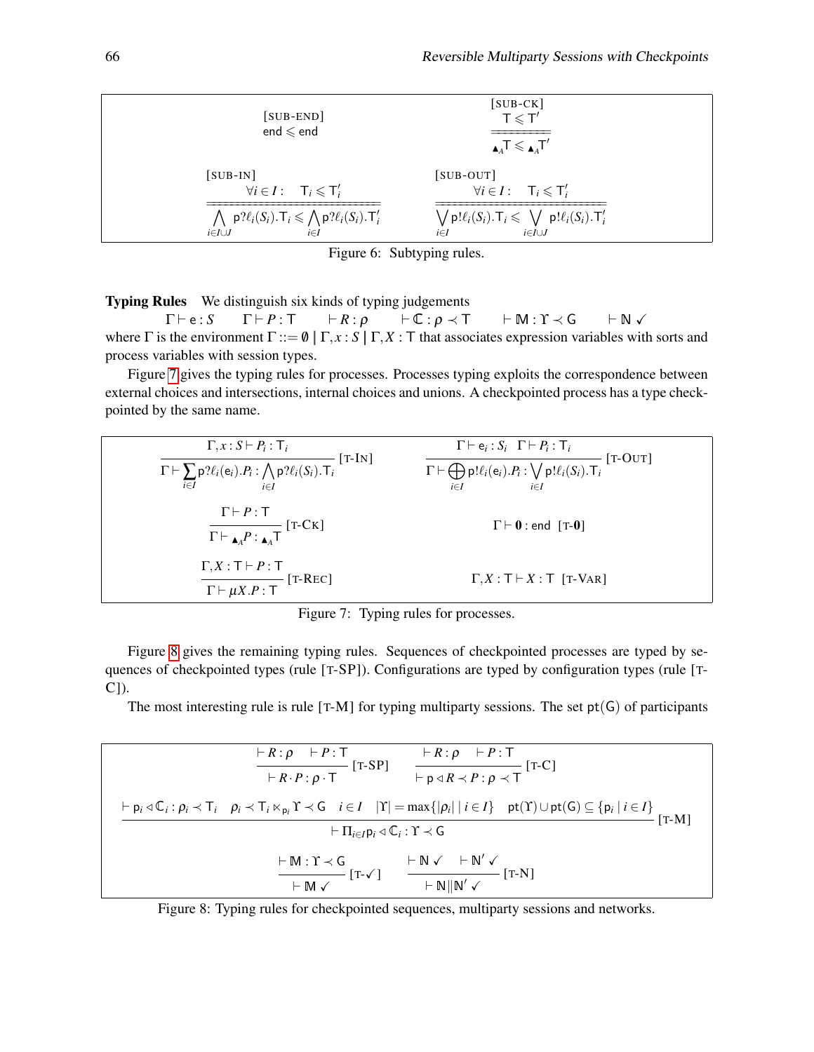$$\frac{}{\mathsf{end} \leqslant \mathsf{end}}\ [\text{SUB-END}] \qquad \frac{\mathsf{T} \leqslant \mathsf{T}'}{\blacktriangle_A\mathsf{T} \leqslant \blacktriangle_A\mathsf{T}'}\ [\text{SUB-CK}]$$

$$\frac{\forall i \in I: \quad \mathsf{T}_i \leqslant \mathsf{T}_i'}{\bigwedge_{i\in I\cup J} \mathsf{p}?\ell_i(S_i).\mathsf{T}_i \leqslant \bigwedge_{i\in I} \mathsf{p}?\ell_i(S_i).\mathsf{T}_i'}\ [\text{SUB-IN}] \qquad \frac{\forall i \in I: \quad \mathsf{T}_i \leqslant \mathsf{T}_i'}{\bigvee_{i\in I} \mathsf{p}!\ell_i(S_i).\mathsf{T}_i \leqslant \bigvee_{i\in I\cup J} \mathsf{p}!\ell_i(S_i).\mathsf{T}_i'}\ [\text{SUB-OUT}]$$

Figure 6: Subtyping rules.

**Typing Rules** We distinguish six kinds of typing judgements

$$\Gamma \vdash \mathsf{e} : S \qquad \Gamma \vdash P : \mathsf{T} \qquad \vdash R : \rho \qquad \vdash \mathbb{C} : \rho \prec \mathsf{T} \qquad \vdash \mathbb{M} : \Upsilon \prec \mathsf{G} \qquad \vdash \mathbb{N}\ \checkmark$$

where $\Gamma$ is the environment $\Gamma ::= \emptyset \mid \Gamma, x : S \mid \Gamma, X : \mathsf{T}$ that associates expression variables with sorts and process variables with session types.

Figure 7 gives the typing rules for processes. Processes typing exploits the correspondence between external choices and intersections, internal choices and unions. A checkpointed process has a type checkpointed by the same name.

$$\frac{\Gamma, x : S \vdash P_i : \mathsf{T}_i}{\Gamma \vdash \sum_{i\in I} \mathsf{p}?\ell_i(\mathsf{e}_i).P_i : \bigwedge_{i\in I} \mathsf{p}?\ell_i(S_i).\mathsf{T}_i}\ [\text{T-IN}] \qquad \frac{\Gamma \vdash \mathsf{e}_i : S_i \quad \Gamma \vdash P_i : \mathsf{T}_i}{\Gamma \vdash \bigoplus_{i\in I} \mathsf{p}!\ell_i(\mathsf{e}_i).P_i : \bigvee_{i\in I} \mathsf{p}!\ell_i(S_i).\mathsf{T}_i}\ [\text{T-OUT}]$$

$$\frac{\Gamma \vdash P : \mathsf{T}}{\Gamma \vdash \blacktriangle_A P : \blacktriangle_A \mathsf{T}}\ [\text{T-CK}] \qquad \Gamma \vdash \mathbf{0} : \mathsf{end}\ \ [\text{T-}\mathbf{0}]$$

$$\frac{\Gamma, X : \mathsf{T} \vdash P : \mathsf{T}}{\Gamma \vdash \mu X.P : \mathsf{T}}\ [\text{T-REC}] \qquad \Gamma, X : \mathsf{T} \vdash X : \mathsf{T}\ \ [\text{T-VAR}]$$

Figure 7: Typing rules for processes.

Figure 8 gives the remaining typing rules. Sequences of checkpointed processes are typed by sequences of checkpointed types (rule [T-SP]). Configurations are typed by configuration types (rule [T-C]).

The most interesting rule is rule [T-M] for typing multiparty sessions. The set $\mathsf{pt}(\mathsf{G})$ of participants

$$\frac{\vdash R : \rho \quad \vdash P : \mathsf{T}}{\vdash R \cdot P : \rho \cdot \mathsf{T}}\ [\text{T-SP}] \qquad \frac{\vdash R : \rho \quad \vdash P : \mathsf{T}}{\vdash \mathsf{p} \triangleleft R \prec P : \rho \prec \mathsf{T}}\ [\text{T-C}]$$

$$\frac{\vdash \mathsf{p}_i \triangleleft \mathbb{C}_i : \rho_i \prec \mathsf{T}_i \quad \rho_i \prec \mathsf{T}_i \ltimes_{\mathsf{p}_i} \Upsilon \prec \mathsf{G} \quad i \in I \quad |\Upsilon| = \max\{|\rho_i| \mid i \in I\} \quad \mathsf{pt}(\Upsilon) \cup \mathsf{pt}(\mathsf{G}) \subseteq \{\mathsf{p}_i \mid i \in I\}}{\vdash \Pi_{i\in I} \mathsf{p}_i \triangleleft \mathbb{C}_i : \Upsilon \prec \mathsf{G}}\ [\text{T-M}]$$

$$\frac{\vdash \mathbb{M} : \Upsilon \prec \mathsf{G}}{\vdash \mathbb{M}\ \checkmark}\ [\text{T-}\checkmark] \qquad \frac{\vdash \mathbb{N}\ \checkmark \quad \vdash \mathbb{N}'\ \checkmark}{\vdash \mathbb{N} \| \mathbb{N}'\ \checkmark}\ [\text{T-N}]$$

Figure 8: Typing rules for checkpointed sequences, multiparty sessions and networks.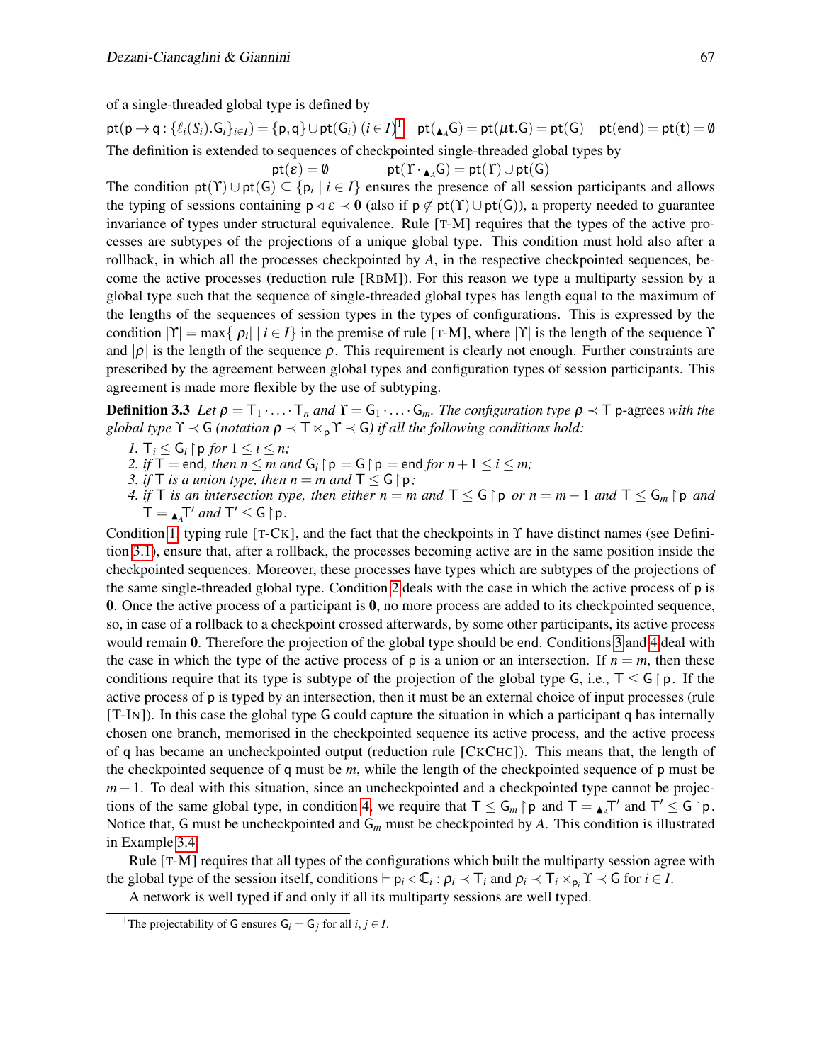of a single-threaded global type is defined by

$\mathsf{pt}(\mathsf{p} \to \mathsf{q} : \{\ell_i(S_i).\mathsf{G}_i\}_{i \in I}) = \{\mathsf{p},\mathsf{q}\} \cup \mathsf{pt}(\mathsf{G}_i)\ (i \in I)$[1] $\quad \mathsf{pt}(\blacktriangle_A \mathsf{G}) = \mathsf{pt}(\mu \mathbf{t}.\mathsf{G}) = \mathsf{pt}(\mathsf{G}) \quad \mathsf{pt}(\mathsf{end}) = \mathsf{pt}(\mathbf{t}) = \emptyset$

The definition is extended to sequences of checkpointed single-threaded global types by

$$\mathsf{pt}(\varepsilon) = \emptyset \qquad\qquad \mathsf{pt}(\Upsilon \cdot \blacktriangle_A \mathsf{G}) = \mathsf{pt}(\Upsilon) \cup \mathsf{pt}(\mathsf{G})$$

The condition $\mathsf{pt}(\Upsilon) \cup \mathsf{pt}(\mathsf{G}) \subseteq \{\mathsf{p}_i \mid i \in I\}$ ensures the presence of all session participants and allows the typing of sessions containing $\mathsf{p} \lhd \varepsilon \prec \mathbf{0}$ (also if $\mathsf{p} \notin \mathsf{pt}(\Upsilon) \cup \mathsf{pt}(\mathsf{G})$), a property needed to guarantee invariance of types under structural equivalence. Rule [T-M] requires that the types of the active processes are subtypes of the projections of a unique global type. This condition must hold also after a rollback, in which all the processes checkpointed by $A$, in the respective checkpointed sequences, become the active processes (reduction rule [RBM]). For this reason we type a multiparty session by a global type such that the sequence of single-threaded global types has length equal to the maximum of the lengths of the sequences of session types in the types of configurations. This is expressed by the condition $|\Upsilon| = \max\{|\rho_i| \mid i \in I\}$ in the premise of rule [T-M], where $|\Upsilon|$ is the length of the sequence $\Upsilon$ and $|\rho|$ is the length of the sequence $\rho$. This requirement is clearly not enough. Further constraints are prescribed by the agreement between global types and configuration types of session participants. This agreement is made more flexible by the use of subtyping.

**Definition 3.3** *Let $\rho = \mathsf{T}_1 \cdot \ldots \cdot \mathsf{T}_n$ and $\Upsilon = \mathsf{G}_1 \cdot \ldots \cdot \mathsf{G}_m$. The configuration type $\rho \prec \mathsf{T}$ $\mathsf{p}$-agrees with the global type $\Upsilon \prec \mathsf{G}$ (notation $\rho \prec \mathsf{T} \ltimes_{\mathsf{p}} \Upsilon \prec \mathsf{G}$) if all the following conditions hold:*

1. *$\mathsf{T}_i \leq \mathsf{G}_i \upharpoonright \mathsf{p}$ for $1 \leq i \leq n$;*
2. *if $\mathsf{T} = \mathsf{end}$, then $n \leq m$ and $\mathsf{G}_i \upharpoonright \mathsf{p} = \mathsf{G} \upharpoonright \mathsf{p} = \mathsf{end}$ for $n+1 \leq i \leq m$;*
3. *if $\mathsf{T}$ is a union type, then $n = m$ and $\mathsf{T} \leq \mathsf{G} \upharpoonright \mathsf{p}$;*
4. *if $\mathsf{T}$ is an intersection type, then either $n = m$ and $\mathsf{T} \leq \mathsf{G} \upharpoonright \mathsf{p}$ or $n = m-1$ and $\mathsf{T} \leq \mathsf{G}_m \upharpoonright \mathsf{p}$ and $\mathsf{T} = \blacktriangle_A \mathsf{T}'$ and $\mathsf{T}' \leq \mathsf{G} \upharpoonright \mathsf{p}$.*

Condition 1, typing rule [T-CK], and the fact that the checkpoints in $\Upsilon$ have distinct names (see Definition 3.1), ensure that, after a rollback, the processes becoming active are in the same position inside the checkpointed sequences. Moreover, these processes have types which are subtypes of the projections of the same single-threaded global type. Condition 2 deals with the case in which the active process of $\mathsf{p}$ is $\mathbf{0}$. Once the active process of a participant is $\mathbf{0}$, no more process are added to its checkpointed sequence, so, in case of a rollback to a checkpoint crossed afterwards, by some other participants, its active process would remain $\mathbf{0}$. Therefore the projection of the global type should be $\mathsf{end}$. Conditions 3 and 4 deal with the case in which the type of the active process of $\mathsf{p}$ is a union or an intersection. If $n = m$, then these conditions require that its type is subtype of the projection of the global type $\mathsf{G}$, i.e., $\mathsf{T} \leq \mathsf{G} \upharpoonright \mathsf{p}$. If the active process of $\mathsf{p}$ is typed by an intersection, then it must be an external choice of input processes (rule [T-IN]). In this case the global type $\mathsf{G}$ could capture the situation in which a participant $\mathsf{q}$ has internally chosen one branch, memorised in the checkpointed sequence its active process, and the active process of $\mathsf{q}$ has became an uncheckpointed output (reduction rule [CKCHC]). This means that, the length of the checkpointed sequence of $\mathsf{q}$ must be $m$, while the length of the checkpointed sequence of $\mathsf{p}$ must be $m-1$. To deal with this situation, since an uncheckpointed and a checkpointed type cannot be projections of the same global type, in condition 4, we require that $\mathsf{T} \leq \mathsf{G}_m \upharpoonright \mathsf{p}$ and $\mathsf{T} = \blacktriangle_A \mathsf{T}'$ and $\mathsf{T}' \leq \mathsf{G} \upharpoonright \mathsf{p}$. Notice that, $\mathsf{G}$ must be uncheckpointed and $\mathsf{G}_m$ must be checkpointed by $A$. This condition is illustrated in Example 3.4.

Rule [T-M] requires that all types of the configurations which built the multiparty session agree with the global type of the session itself, conditions $\vdash \mathsf{p}_i \lhd \mathbb{C}_i : \rho_i \prec \mathsf{T}_i$ and $\rho_i \prec \mathsf{T}_i \ltimes_{\mathsf{p}_i} \Upsilon \prec \mathsf{G}$ for $i \in I$.

A network is well typed if and only if all its multiparty sessions are well typed.

[1] The projectability of $\mathsf{G}$ ensures $\mathsf{G}_i = \mathsf{G}_j$ for all $i, j \in I$.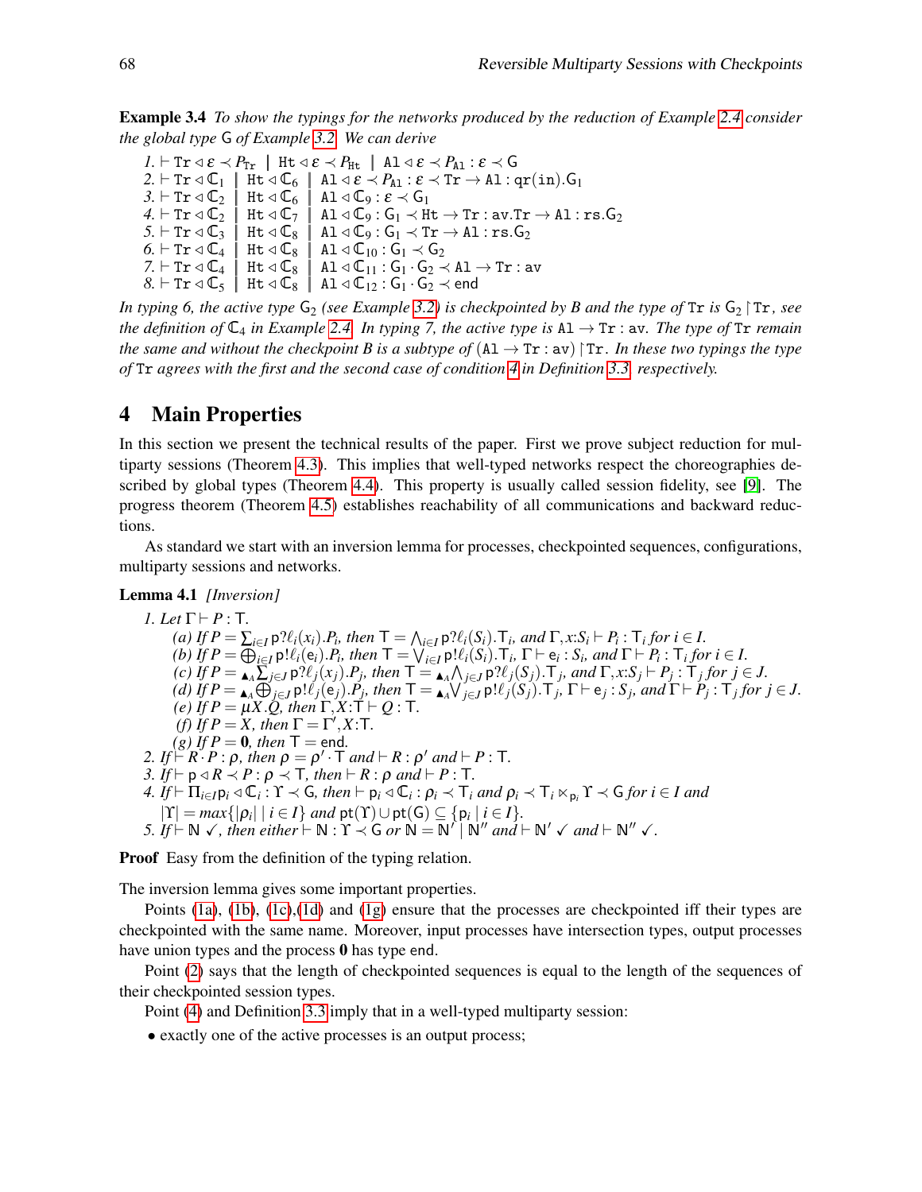**Example 3.4** *To show the typings for the networks produced by the reduction of Example 2.4 consider the global type* $\mathsf{G}$ *of Example 3.2. We can derive*

1. $\vdash \mathtt{Tr} \lhd \varepsilon \prec P_{\mathtt{Tr}} \mid \mathtt{Ht} \lhd \varepsilon \prec P_{\mathtt{Ht}} \mid \mathtt{Al} \lhd \varepsilon \prec P_{\mathtt{Al}} : \varepsilon \prec \mathsf{G}$
2. $\vdash \mathtt{Tr} \lhd \mathbb{C}_1 \mid \mathtt{Ht} \lhd \mathbb{C}_6 \mid \mathtt{Al} \lhd \varepsilon \prec P_{\mathtt{Al}} : \varepsilon \prec \mathtt{Tr} \to \mathtt{Al} : \mathtt{qr}(\mathtt{in}).\mathsf{G}_1$
3. $\vdash \mathtt{Tr} \lhd \mathbb{C}_2 \mid \mathtt{Ht} \lhd \mathbb{C}_6 \mid \mathtt{Al} \lhd \mathbb{C}_9 : \varepsilon \prec \mathsf{G}_1$
4. $\vdash \mathtt{Tr} \lhd \mathbb{C}_2 \mid \mathtt{Ht} \lhd \mathbb{C}_7 \mid \mathtt{Al} \lhd \mathbb{C}_9 : \mathsf{G}_1 \prec \mathtt{Ht} \to \mathtt{Tr} : \mathtt{av}.\mathtt{Tr} \to \mathtt{Al} : \mathtt{rs}.\mathsf{G}_2$
5. $\vdash \mathtt{Tr} \lhd \mathbb{C}_3 \mid \mathtt{Ht} \lhd \mathbb{C}_8 \mid \mathtt{Al} \lhd \mathbb{C}_9 : \mathsf{G}_1 \prec \mathtt{Tr} \to \mathtt{Al} : \mathtt{rs}.\mathsf{G}_2$
6. $\vdash \mathtt{Tr} \lhd \mathbb{C}_4 \mid \mathtt{Ht} \lhd \mathbb{C}_8 \mid \mathtt{Al} \lhd \mathbb{C}_{10} : \mathsf{G}_1 \prec \mathsf{G}_2$
7. $\vdash \mathtt{Tr} \lhd \mathbb{C}_4 \mid \mathtt{Ht} \lhd \mathbb{C}_8 \mid \mathtt{Al} \lhd \mathbb{C}_{11} : \mathsf{G}_1 \cdot \mathsf{G}_2 \prec \mathtt{Al} \to \mathtt{Tr} : \mathtt{av}$
8. $\vdash \mathtt{Tr} \lhd \mathbb{C}_5 \mid \mathtt{Ht} \lhd \mathbb{C}_8 \mid \mathtt{Al} \lhd \mathbb{C}_{12} : \mathsf{G}_1 \cdot \mathsf{G}_2 \prec \mathsf{end}$

*In typing 6, the active type* $\mathsf{G}_2$ *(see Example 3.2) is checkpointed by B and the type of* $\mathtt{Tr}$ *is* $\mathsf{G}_2 \upharpoonright \mathtt{Tr}$*, see the definition of* $\mathbb{C}_4$ *in Example 2.4. In typing 7, the active type is* $\mathtt{Al} \to \mathtt{Tr} : \mathtt{av}$*. The type of* $\mathtt{Tr}$ *remain the same and without the checkpoint B is a subtype of* $(\mathtt{Al} \to \mathtt{Tr} : \mathtt{av}) \upharpoonright \mathtt{Tr}$*. In these two typings the type of* $\mathtt{Tr}$ *agrees with the first and the second case of condition 4 in Definition 3.3, respectively.*

## 4 Main Properties

In this section we present the technical results of the paper. First we prove subject reduction for multiparty sessions (Theorem 4.3). This implies that well-typed networks respect the choreographies described by global types (Theorem 4.4). This property is usually called session fidelity, see [9]. The progress theorem (Theorem 4.5) establishes reachability of all communications and backward reductions.

As standard we start with an inversion lemma for processes, checkpointed sequences, configurations, multiparty sessions and networks.

**Lemma 4.1** *[Inversion]*

1. *Let* $\Gamma \vdash P : \mathsf{T}$.
   (a) *If* $P = \sum_{i\in I} \mathsf{p}?\ell_i(x_i).P_i$*, then* $\mathsf{T} = \bigwedge_{i\in I} \mathsf{p}?\ell_i(S_i).\mathsf{T}_i$*, and* $\Gamma, x{:}S_i \vdash P_i : \mathsf{T}_i$ *for* $i \in I$.
   (b) *If* $P = \bigoplus_{i\in I} \mathsf{p}!\ell_i(\mathsf{e}_i).P_i$*, then* $\mathsf{T} = \bigvee_{i\in I} \mathsf{p}!\ell_i(S_i).\mathsf{T}_i$*,* $\Gamma \vdash \mathsf{e}_i : S_i$*, and* $\Gamma \vdash P_i : \mathsf{T}_i$ *for* $i \in I$.
   (c) *If* $P = {}_{\blacktriangle_A}\sum_{j\in J} \mathsf{p}?\ell_j(x_j).P_j$*, then* $\mathsf{T} = {}_{\blacktriangle_A}\bigwedge_{j\in J} \mathsf{p}?\ell_j(S_j).\mathsf{T}_j$*, and* $\Gamma, x{:}S_j \vdash P_j : \mathsf{T}_j$ *for* $j \in J$.
   (d) *If* $P = {}_{\blacktriangle_A}\bigoplus_{j\in J} \mathsf{p}!\ell_j(\mathsf{e}_j).P_j$*, then* $\mathsf{T} = {}_{\blacktriangle_A}\bigvee_{j\in J} \mathsf{p}!\ell_j(S_j).\mathsf{T}_j$*,* $\Gamma \vdash \mathsf{e}_j : S_j$*, and* $\Gamma \vdash P_j : \mathsf{T}_j$ *for* $j \in J$.
   (e) *If* $P = \mu X.Q$*, then* $\Gamma, X{:}\mathsf{T} \vdash Q : \mathsf{T}$.
   (f) *If* $P = X$*, then* $\Gamma = \Gamma', X{:}\mathsf{T}$.
   (g) *If* $P = \mathbf{0}$*, then* $\mathsf{T} = \mathsf{end}$.
2. *If* $\vdash R \cdot P : \rho$*, then* $\rho = \rho' \cdot \mathsf{T}$ *and* $\vdash R : \rho'$ *and* $\vdash P : \mathsf{T}$.
3. *If* $\vdash \mathsf{p} \lhd R \prec P : \rho \prec \mathsf{T}$*, then* $\vdash R : \rho$ *and* $\vdash P : \mathsf{T}$.
4. *If* $\vdash \Pi_{i\in I} \mathsf{p}_i \lhd \mathbb{C}_i : \Upsilon \prec \mathsf{G}$*, then* $\vdash \mathsf{p}_i \lhd \mathbb{C}_i : \rho_i \prec \mathsf{T}_i$ *and* $\rho_i \prec \mathsf{T}_i \ltimes_{\mathsf{p}_i} \Upsilon \prec \mathsf{G}$ *for* $i \in I$ *and* $|\Upsilon| = max\{|\rho_i| \mid i \in I\}$ *and* $\mathsf{pt}(\Upsilon) \cup \mathsf{pt}(\mathsf{G}) \subseteq \{\mathsf{p}_i \mid i \in I\}$.
5. *If* $\vdash \mathbb{N} \checkmark$*, then either* $\vdash \mathbb{N} : \Upsilon \prec \mathsf{G}$ *or* $\mathbb{N} = \mathbb{N}' \mid \mathbb{N}''$ *and* $\vdash \mathbb{N}' \checkmark$ *and* $\vdash \mathbb{N}'' \checkmark$.

**Proof** Easy from the definition of the typing relation.

The inversion lemma gives some important properties.

Points (1a), (1b), (1c),(1d) and (1g) ensure that the processes are checkpointed iff their types are checkpointed with the same name. Moreover, input processes have intersection types, output processes have union types and the process $\mathbf{0}$ has type $\mathsf{end}$.

Point (2) says that the length of checkpointed sequences is equal to the length of the sequences of their checkpointed session types.

Point (4) and Definition 3.3 imply that in a well-typed multiparty session:

- exactly one of the active processes is an output process;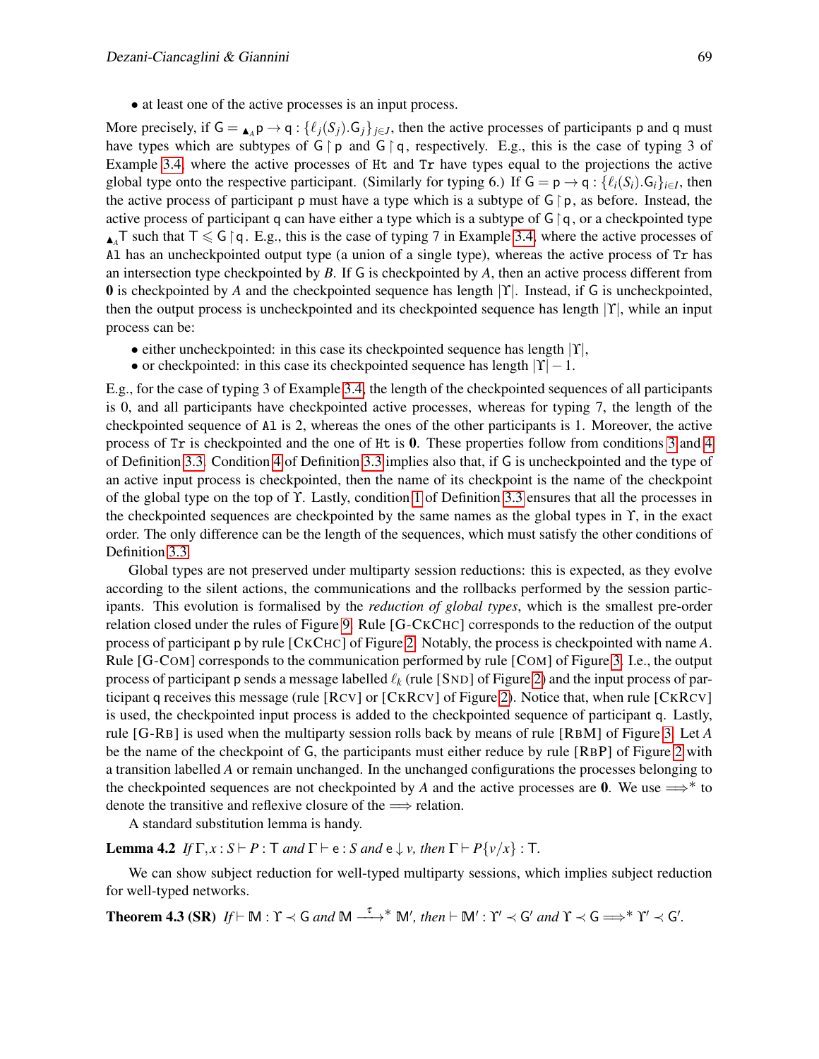- at least one of the active processes is an input process.

More precisely, if $\mathsf{G} = {\blacktriangle_A}\, \mathsf{p} \to \mathsf{q} : \{\ell_j(S_j).\mathsf{G}_j\}_{j\in J}$, then the active processes of participants $\mathsf{p}$ and $\mathsf{q}$ must have types which are subtypes of $\mathsf{G}\restriction\mathsf{p}$ and $\mathsf{G}\restriction\mathsf{q}$, respectively. E.g., this is the case of typing 3 of Example 3.4, where the active processes of `Ht` and `Tr` have types equal to the projections the active global type onto the respective participant. (Similarly for typing 6.) If $\mathsf{G} = \mathsf{p} \to \mathsf{q} : \{\ell_i(S_i).\mathsf{G}_i\}_{i\in I}$, then the active process of participant $\mathsf{p}$ must have a type which is a subtype of $\mathsf{G}\restriction\mathsf{p}$, as before. Instead, the active process of participant $\mathsf{q}$ can have either a type which is a subtype of $\mathsf{G}\restriction\mathsf{q}$, or a checkpointed type ${\blacktriangle_A}\mathsf{T}$ such that $\mathsf{T} \leqslant \mathsf{G}\restriction\mathsf{q}$. E.g., this is the case of typing 7 in Example 3.4, where the active processes of `Al` has an uncheckpointed output type (a union of a single type), whereas the active process of `Tr` has an intersection type checkpointed by $B$. If $\mathsf{G}$ is checkpointed by $A$, then an active process different from $\mathbf{0}$ is checkpointed by $A$ and the checkpointed sequence has length $|\Upsilon|$. Instead, if $\mathsf{G}$ is uncheckpointed, then the output process is uncheckpointed and its checkpointed sequence has length $|\Upsilon|$, while an input process can be:

- either uncheckpointed: in this case its checkpointed sequence has length $|\Upsilon|$,
- or checkpointed: in this case its checkpointed sequence has length $|\Upsilon|-1$.

E.g., for the case of typing 3 of Example 3.4, the length of the checkpointed sequences of all participants is 0, and all participants have checkpointed active processes, whereas for typing 7, the length of the checkpointed sequence of `Al` is 2, whereas the ones of the other participants is 1. Moreover, the active process of `Tr` is checkpointed and the one of `Ht` is $\mathbf{0}$. These properties follow from conditions 3 and 4 of Definition 3.3. Condition 4 of Definition 3.3 implies also that, if $\mathsf{G}$ is uncheckpointed and the type of an active input process is checkpointed, then the name of its checkpoint is the name of the checkpoint of the global type on the top of $\Upsilon$. Lastly, condition 1 of Definition 3.3 ensures that all the processes in the checkpointed sequences are checkpointed by the same names as the global types in $\Upsilon$, in the exact order. The only difference can be the length of the sequences, which must satisfy the other conditions of Definition 3.3.

Global types are not preserved under multiparty session reductions: this is expected, as they evolve according to the silent actions, the communications and the rollbacks performed by the session participants. This evolution is formalised by the *reduction of global types*, which is the smallest pre-order relation closed under the rules of Figure 9. Rule [G-CKCHC] corresponds to the reduction of the output process of participant $\mathsf{p}$ by rule [CKCHC] of Figure 2. Notably, the process is checkpointed with name $A$. Rule [G-COM] corresponds to the communication performed by rule [COM] of Figure 3. I.e., the output process of participant $\mathsf{p}$ sends a message labelled $\ell_k$ (rule [SND] of Figure 2) and the input process of participant $\mathsf{q}$ receives this message (rule [RCV] or [CKRCV] of Figure 2). Notice that, when rule [CKRCV] is used, the checkpointed input process is added to the checkpointed sequence of participant $\mathsf{q}$. Lastly, rule [G-RB] is used when the multiparty session rolls back by means of rule [RBM] of Figure 3. Let $A$ be the name of the checkpoint of $\mathsf{G}$, the participants must either reduce by rule [RBP] of Figure 2 with a transition labelled $A$ or remain unchanged. In the unchanged configurations the processes belonging to the checkpointed sequences are not checkpointed by $A$ and the active processes are $\mathbf{0}$. We use $\Longrightarrow^*$ to denote the transitive and reflexive closure of the $\Longrightarrow$ relation.

A standard substitution lemma is handy.

**Lemma 4.2** *If* $\Gamma, x : S \vdash P : \mathsf{T}$ *and* $\Gamma \vdash \mathsf{e} : S$ *and* $\mathsf{e} \downarrow v$*, then* $\Gamma \vdash P\{v/x\} : \mathsf{T}$.

We can show subject reduction for well-typed multiparty sessions, which implies subject reduction for well-typed networks.

**Theorem 4.3 (SR)** *If* $\vdash \mathbb{M} : \Upsilon \prec \mathsf{G}$ *and* $\mathbb{M} \xrightarrow{\tau}{}^* \mathbb{M}'$*, then* $\vdash \mathbb{M}' : \Upsilon' \prec \mathsf{G}'$ *and* $\Upsilon \prec \mathsf{G} \Longrightarrow^* \Upsilon' \prec \mathsf{G}'$.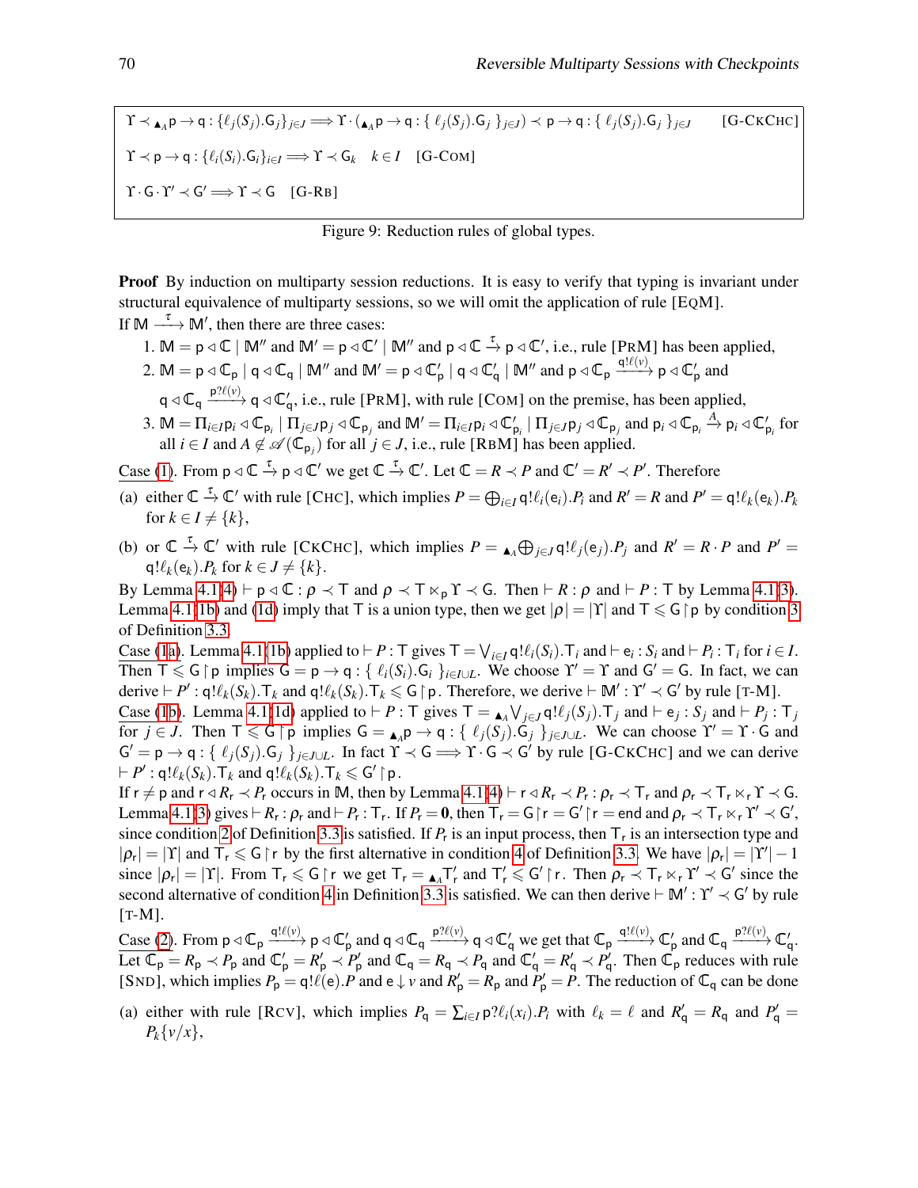$$\Upsilon \prec {}_{\blacktriangle_A}\mathsf{p} \to \mathsf{q} : \{\ell_j(S_j).\mathsf{G}_j\}_{j\in J} \Longrightarrow \Upsilon \cdot ({}_{\blacktriangle_A}\mathsf{p} \to \mathsf{q} : \{\ \ell_j(S_j).\mathsf{G}_j\ \}_{j\in J}) \prec \mathsf{p} \to \mathsf{q} : \{\ \ell_j(S_j).\mathsf{G}_j\ \}_{j\in J} \quad \text{[G-CKCHC]}$$

$$\Upsilon \prec \mathsf{p} \to \mathsf{q} : \{\ell_i(S_i).\mathsf{G}_i\}_{i\in I} \Longrightarrow \Upsilon \prec \mathsf{G}_k \quad k \in I \quad \text{[G-COM]}$$

$$\Upsilon \cdot \mathsf{G} \cdot \Upsilon' \prec \mathsf{G}' \Longrightarrow \Upsilon \prec \mathsf{G} \quad \text{[G-RB]}$$

Figure 9: Reduction rules of global types.

**Proof** By induction on multiparty session reductions. It is easy to verify that typing is invariant under structural equivalence of multiparty sessions, so we will omit the application of rule [EQM].

If $\mathbb{M} \xrightarrow{\tau} \mathbb{M}'$, then there are three cases:

1. $\mathbb{M} = \mathsf{p} \triangleleft \mathbb{C} \mid \mathbb{M}''$ and $\mathbb{M}' = \mathsf{p} \triangleleft \mathbb{C}' \mid \mathbb{M}''$ and $\mathsf{p} \triangleleft \mathbb{C} \xrightarrow{\tau} \mathsf{p} \triangleleft \mathbb{C}'$, i.e., rule [PRM] has been applied,
2. $\mathbb{M} = \mathsf{p} \triangleleft \mathbb{C}_\mathsf{p} \mid \mathsf{q} \triangleleft \mathbb{C}_\mathsf{q} \mid \mathbb{M}''$ and $\mathbb{M}' = \mathsf{p} \triangleleft \mathbb{C}'_\mathsf{p} \mid \mathsf{q} \triangleleft \mathbb{C}'_\mathsf{q} \mid \mathbb{M}''$ and $\mathsf{p} \triangleleft \mathbb{C}_\mathsf{p} \xrightarrow{\mathsf{q}!\ell(v)} \mathsf{p} \triangleleft \mathbb{C}'_\mathsf{p}$ and $\mathsf{q} \triangleleft \mathbb{C}_\mathsf{q} \xrightarrow{\mathsf{p}?\ell(v)} \mathsf{q} \triangleleft \mathbb{C}'_\mathsf{q}$, i.e., rule [PRM], with rule [COM] on the premise, has been applied,
3. $\mathbb{M} = \Pi_{i\in I}\mathsf{p}_i \triangleleft \mathbb{C}_{\mathsf{p}_i} \mid \Pi_{j\in J}\mathsf{p}_j \triangleleft \mathbb{C}_{\mathsf{p}_j}$ and $\mathbb{M}' = \Pi_{i\in I}\mathsf{p}_i \triangleleft \mathbb{C}'_{\mathsf{p}_i} \mid \Pi_{j\in J}\mathsf{p}_j \triangleleft \mathbb{C}_{\mathsf{p}_j}$ and $\mathsf{p}_i \triangleleft \mathbb{C}_{\mathsf{p}_i} \xrightarrow{A} \mathsf{p}_i \triangleleft \mathbb{C}'_{\mathsf{p}_i}$ for all $i \in I$ and $A \notin \mathscr{A}(\mathbb{C}_{\mathsf{p}_j})$ for all $j \in J$, i.e., rule [RBM] has been applied.

Case (1). From $\mathsf{p} \triangleleft \mathbb{C} \xrightarrow{\tau} \mathsf{p} \triangleleft \mathbb{C}'$ we get $\mathbb{C} \xrightarrow{\tau} \mathbb{C}'$. Let $\mathbb{C} = R \prec P$ and $\mathbb{C}' = R' \prec P'$. Therefore

(a) either $\mathbb{C} \xrightarrow{\tau} \mathbb{C}'$ with rule [CHC], which implies $P = \bigoplus_{i\in I}\mathsf{q}!\ell_i(\mathsf{e}_i).P_i$ and $R' = R$ and $P' = \mathsf{q}!\ell_k(\mathsf{e}_k).P_k$ for $k \in I \neq \{k\}$,

(b) or $\mathbb{C} \xrightarrow{\tau} \mathbb{C}'$ with rule [CKCHC], which implies $P = {}_{\blacktriangle_A}\bigoplus_{j\in J}\mathsf{q}!\ell_j(\mathsf{e}_j).P_j$ and $R' = R \cdot P$ and $P' = \mathsf{q}!\ell_k(\mathsf{e}_k).P_k$ for $k \in J \neq \{k\}$.

By Lemma 4.1(4) $\vdash \mathsf{p} \triangleleft \mathbb{C} : \rho \prec \mathsf{T}$ and $\rho \prec \mathsf{T} \ltimes_\mathsf{p} \Upsilon \prec \mathsf{G}$. Then $\vdash R : \rho$ and $\vdash P : \mathsf{T}$ by Lemma 4.1(3). Lemma 4.1(1b) and (1d) imply that $\mathsf{T}$ is a union type, then we get $|\rho| = |\Upsilon|$ and $\mathsf{T} \leqslant \mathsf{G}\restriction\mathsf{p}$ by condition 3 of Definition 3.3.

Case (1a). Lemma 4.1(1b) applied to $\vdash P : \mathsf{T}$ gives $\mathsf{T} = \bigvee_{i\in I}\mathsf{q}!\ell_i(S_i).\mathsf{T}_i$ and $\vdash \mathsf{e}_i : S_i$ and $\vdash P_i : \mathsf{T}_i$ for $i \in I$. Then $\mathsf{T} \leqslant \mathsf{G}\restriction\mathsf{p}$ implies $\mathsf{G} = \mathsf{p} \to \mathsf{q} : \{\ \ell_i(S_i).\mathsf{G}_i\ \}_{i\in I\cup L}$. We choose $\Upsilon' = \Upsilon$ and $\mathsf{G}' = \mathsf{G}$. In fact, we can derive $\vdash P' : \mathsf{q}!\ell_k(S_k).\mathsf{T}_k$ and $\mathsf{q}!\ell_k(S_k).\mathsf{T}_k \leqslant \mathsf{G}\restriction\mathsf{p}$. Therefore, we derive $\vdash \mathbb{M}' : \Upsilon' \prec \mathsf{G}'$ by rule [T-M].

Case (1b). Lemma 4.1(1d) applied to $\vdash P : \mathsf{T}$ gives $\mathsf{T} = {}_{\blacktriangle_A}\bigvee_{j\in J}\mathsf{q}!\ell_j(S_j).\mathsf{T}_j$ and $\vdash \mathsf{e}_j : S_j$ and $\vdash P_j : \mathsf{T}_j$ for $j \in J$. Then $\mathsf{T} \leqslant \mathsf{G}\restriction\mathsf{p}$ implies $\mathsf{G} = {}_{\blacktriangle_A}\mathsf{p} \to \mathsf{q} : \{\ \ell_j(S_j).\mathsf{G}_j\ \}_{j\in J\cup L}$. We can choose $\Upsilon' = \Upsilon \cdot \mathsf{G}$ and $\mathsf{G}' = \mathsf{p} \to \mathsf{q} : \{\ \ell_j(S_j).\mathsf{G}_j\ \}_{j\in J\cup L}$. In fact $\Upsilon \prec \mathsf{G} \Longrightarrow \Upsilon \cdot \mathsf{G} \prec \mathsf{G}'$ by rule [G-CKCHC] and we can derive $\vdash P' : \mathsf{q}!\ell_k(S_k).\mathsf{T}_k$ and $\mathsf{q}!\ell_k(S_k).\mathsf{T}_k \leqslant \mathsf{G}'\restriction\mathsf{p}$.

If $\mathsf{r} \neq \mathsf{p}$ and $\mathsf{r} \triangleleft R_\mathsf{r} \prec P_\mathsf{r}$ occurs in $\mathbb{M}$, then by Lemma 4.1(4) $\vdash \mathsf{r} \triangleleft R_\mathsf{r} \prec P_\mathsf{r} : \rho_\mathsf{r} \prec \mathsf{T}_\mathsf{r}$ and $\rho_\mathsf{r} \prec \mathsf{T}_\mathsf{r} \ltimes_\mathsf{r} \Upsilon \prec \mathsf{G}$. Lemma 4.1(3) gives $\vdash R_\mathsf{r} : \rho_\mathsf{r}$ and $\vdash P_\mathsf{r} : \mathsf{T}_\mathsf{r}$. If $P_\mathsf{r} = \mathbf{0}$, then $\mathsf{T}_\mathsf{r} = \mathsf{G}\restriction\mathsf{r} = \mathsf{G}'\restriction\mathsf{r} = \mathsf{end}$ and $\rho_\mathsf{r} \prec \mathsf{T}_\mathsf{r} \ltimes_\mathsf{r} \Upsilon' \prec \mathsf{G}'$, since condition 2 of Definition 3.3 is satisfied. If $P_\mathsf{r}$ is an input process, then $\mathsf{T}_\mathsf{r}$ is an intersection type and $|\rho_\mathsf{r}| = |\Upsilon|$ and $\mathsf{T}_\mathsf{r} \leqslant \mathsf{G}\restriction\mathsf{r}$ by the first alternative in condition 4 of Definition 3.3. We have $|\rho_\mathsf{r}| = |\Upsilon'| - 1$ since $|\rho_\mathsf{r}| = |\Upsilon|$. From $\mathsf{T}_\mathsf{r} \leqslant \mathsf{G}\restriction\mathsf{r}$ we get $\mathsf{T}_\mathsf{r} = {}_{\blacktriangle_A}\mathsf{T}'_\mathsf{r}$ and $\mathsf{T}'_\mathsf{r} \leqslant \mathsf{G}'\restriction\mathsf{r}$. Then $\rho_\mathsf{r} \prec \mathsf{T}_\mathsf{r} \ltimes_\mathsf{r} \Upsilon' \prec \mathsf{G}'$ since the second alternative of condition 4 in Definition 3.3 is satisfied. We can then derive $\vdash \mathbb{M}' : \Upsilon' \prec \mathsf{G}'$ by rule [T-M].

Case (2). From $\mathsf{p} \triangleleft \mathbb{C}_\mathsf{p} \xrightarrow{\mathsf{q}!\ell(v)} \mathsf{p} \triangleleft \mathbb{C}'_\mathsf{p}$ and $\mathsf{q} \triangleleft \mathbb{C}_\mathsf{q} \xrightarrow{\mathsf{p}?\ell(v)} \mathsf{q} \triangleleft \mathbb{C}'_\mathsf{q}$ we get that $\mathbb{C}_\mathsf{p} \xrightarrow{\mathsf{q}!\ell(v)} \mathbb{C}'_\mathsf{p}$ and $\mathbb{C}_\mathsf{q} \xrightarrow{\mathsf{p}?\ell(v)} \mathbb{C}'_\mathsf{q}$. Let $\mathbb{C}_\mathsf{p} = R_\mathsf{p} \prec P_\mathsf{p}$ and $\mathbb{C}'_\mathsf{p} = R'_\mathsf{p} \prec P'_\mathsf{p}$ and $\mathbb{C}_\mathsf{q} = R_\mathsf{q} \prec P_\mathsf{q}$ and $\mathbb{C}'_\mathsf{q} = R'_\mathsf{q} \prec P'_\mathsf{q}$. Then $\mathbb{C}_\mathsf{p}$ reduces with rule [SND], which implies $P_\mathsf{p} = \mathsf{q}!\ell(\mathsf{e}).P$ and $\mathsf{e} \downarrow v$ and $R'_\mathsf{p} = R_\mathsf{p}$ and $P'_\mathsf{p} = P$. The reduction of $\mathbb{C}_\mathsf{q}$ can be done

(a) either with rule [RCV], which implies $P_\mathsf{q} = \sum_{i\in I}\mathsf{p}?\ell_i(x_i).P_i$ with $\ell_k = \ell$ and $R'_\mathsf{q} = R_\mathsf{q}$ and $P'_\mathsf{q} = P_k\{v/x\}$,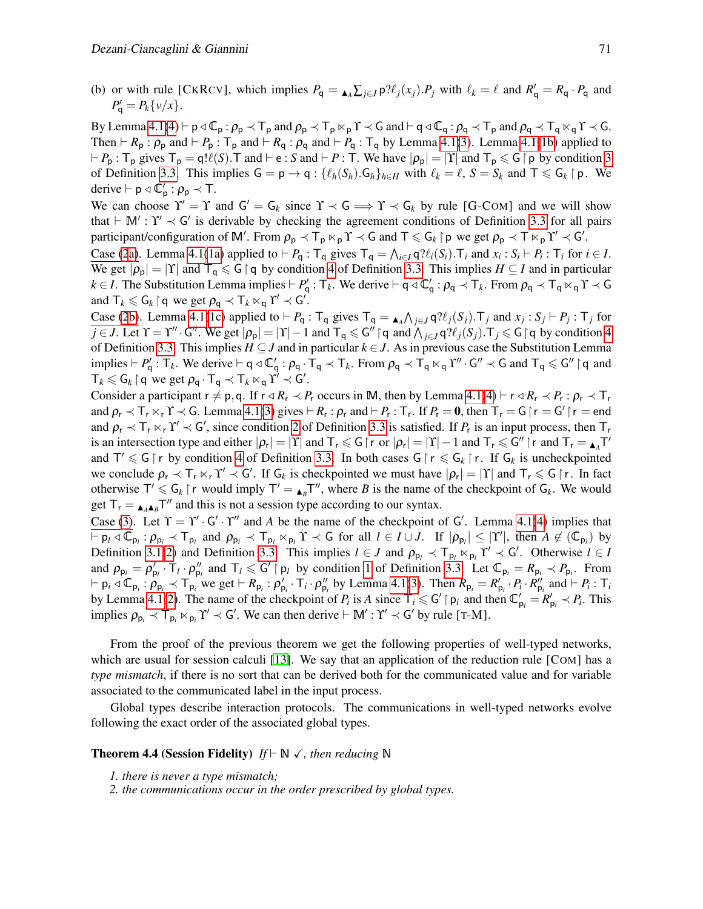(b) or with rule [CKRCV], which implies $P_{\mathsf{q}} = {\blacktriangle_A}\sum_{j\in J} \mathsf{p}?\ell_j(x_j).P_j$ with $\ell_k = \ell$ and $R'_{\mathsf{q}} = R_{\mathsf{q}} \cdot P_{\mathsf{q}}$ and $P'_{\mathsf{q}} = P_k\{v/x\}$.

By Lemma 4.1(4) $\vdash \mathsf{p} \triangleleft \mathbb{C}_{\mathsf{p}} : \rho_{\mathsf{p}} \prec \mathsf{T}_{\mathsf{p}}$ and $\rho_{\mathsf{p}} \prec \mathsf{T}_{\mathsf{p}} \ltimes_{\mathsf{p}} \Upsilon \prec \mathsf{G}$ and $\vdash \mathsf{q} \triangleleft \mathbb{C}_{\mathsf{q}} : \rho_{\mathsf{q}} \prec \mathsf{T}_{\mathsf{p}}$ and $\rho_{\mathsf{q}} \prec \mathsf{T}_{\mathsf{q}} \ltimes_{\mathsf{q}} \Upsilon \prec \mathsf{G}$. Then $\vdash R_{\mathsf{p}} : \rho_{\mathsf{p}}$ and $\vdash P_{\mathsf{p}} : \mathsf{T}_{\mathsf{p}}$ and $\vdash R_{\mathsf{q}} : \rho_{\mathsf{q}}$ and $\vdash P_{\mathsf{q}} : \mathsf{T}_{\mathsf{q}}$ by Lemma 4.1(3). Lemma 4.1(1b) applied to $\vdash P_{\mathsf{p}} : \mathsf{T}_{\mathsf{p}}$ gives $\mathsf{T}_{\mathsf{p}} = \mathsf{q}!\ell(S).\mathsf{T}$ and $\vdash \mathsf{e} : S$ and $\vdash P : \mathsf{T}$. We have $|\rho_{\mathsf{p}}| = |\Upsilon|$ and $\mathsf{T}_{\mathsf{p}} \leqslant \mathsf{G} \upharpoonright \mathsf{p}$ by condition 3 of Definition 3.3. This implies $\mathsf{G} = \mathsf{p} \to \mathsf{q} : \{\ell_h(S_h).\mathsf{G}_h\}_{h\in H}$ with $\ell_k = \ell$, $S = S_k$ and $\mathsf{T} \leqslant \mathsf{G}_k \upharpoonright \mathsf{p}$. We derive $\vdash \mathsf{p} \triangleleft \mathbb{C}'_{\mathsf{p}} : \rho_{\mathsf{p}} \prec \mathsf{T}$.

We can choose $\Upsilon' = \Upsilon$ and $\mathsf{G}' = \mathsf{G}_k$ since $\Upsilon \prec \mathsf{G} \Longrightarrow \Upsilon \prec \mathsf{G}_k$ by rule [G-COM] and we will show that $\vdash \mathbb{M}' : \Upsilon' \prec \mathsf{G}'$ is derivable by checking the agreement conditions of Definition 3.3 for all pairs participant/configuration of $\mathbb{M}'$. From $\rho_{\mathsf{p}} \prec \mathsf{T}_{\mathsf{p}} \ltimes_{\mathsf{p}} \Upsilon \prec \mathsf{G}$ and $\mathsf{T} \leqslant \mathsf{G}_k \upharpoonright \mathsf{p}$ we get $\rho_{\mathsf{p}} \prec \mathsf{T} \ltimes_{\mathsf{p}} \Upsilon' \prec \mathsf{G}'$.

Case (2a). Lemma 4.1(1a) applied to $\vdash P_{\mathsf{q}} : \mathsf{T}_{\mathsf{q}}$ gives $\mathsf{T}_{\mathsf{q}} = \bigwedge_{i\in I} \mathsf{q}?\ell_i(S_i).\mathsf{T}_i$ and $x_i : S_i \vdash P_i : \mathsf{T}_i$ for $i \in I$. We get $|\rho_{\mathsf{p}}| = |\Upsilon|$ and $\mathsf{T}_{\mathsf{q}} \leqslant \mathsf{G} \upharpoonright \mathsf{q}$ by condition 4 of Definition 3.3. This implies $H \subseteq I$ and in particular $k \in I$. The Substitution Lemma implies $\vdash P'_{\mathsf{q}} : \mathsf{T}_k$. We derive $\vdash \mathsf{q} \triangleleft \mathbb{C}'_{\mathsf{q}} : \rho_{\mathsf{q}} \prec \mathsf{T}_k$. From $\rho_{\mathsf{q}} \prec \mathsf{T}_{\mathsf{q}} \ltimes_{\mathsf{q}} \Upsilon \prec \mathsf{G}$ and $\mathsf{T}_k \leqslant \mathsf{G}_k \upharpoonright \mathsf{q}$ we get $\rho_{\mathsf{q}} \prec \mathsf{T}_k \ltimes_{\mathsf{q}} \Upsilon' \prec \mathsf{G}'$.

Case (2b). Lemma 4.1(1c) applied to $\vdash P_{\mathsf{q}} : \mathsf{T}_{\mathsf{q}}$ gives $\mathsf{T}_{\mathsf{q}} = {\blacktriangle_A}\bigwedge_{j\in J} \mathsf{q}?\ell_j(S_j).\mathsf{T}_j$ and $x_j : S_j \vdash P_j : \mathsf{T}_j$ for $j \in J$. Let $\Upsilon = \Upsilon'' \cdot \mathsf{G}''$. We get $|\rho_{\mathsf{p}}| = |\Upsilon| - 1$ and $\mathsf{T}_{\mathsf{q}} \leqslant \mathsf{G}'' \upharpoonright \mathsf{q}$ and $\bigwedge_{j\in J} \mathsf{q}?\ell_j(S_j).\mathsf{T}_j \leqslant \mathsf{G} \upharpoonright \mathsf{q}$ by condition 4 of Definition 3.3. This implies $H \subseteq J$ and in particular $k \in J$. As in previous case the Substitution Lemma implies $\vdash P'_{\mathsf{q}} : \mathsf{T}_k$. We derive $\vdash \mathsf{q} \triangleleft \mathbb{C}'_{\mathsf{q}} : \rho_{\mathsf{q}} \cdot \mathsf{T}_{\mathsf{q}} \prec \mathsf{T}_k$. From $\rho_{\mathsf{q}} \prec \mathsf{T}_{\mathsf{q}} \ltimes_{\mathsf{q}} \Upsilon'' \cdot \mathsf{G}'' \prec \mathsf{G}$ and $\mathsf{T}_{\mathsf{q}} \leqslant \mathsf{G}'' \upharpoonright \mathsf{q}$ and $\mathsf{T}_k \leqslant \mathsf{G}_k \upharpoonright \mathsf{q}$ we get $\rho_{\mathsf{q}} \cdot \mathsf{T}_{\mathsf{q}} \prec \mathsf{T}_k \ltimes_{\mathsf{q}} \Upsilon' \prec \mathsf{G}'$.

Consider a participant $\mathsf{r} \neq \mathsf{p}, \mathsf{q}$. If $\mathsf{r} \triangleleft R_{\mathsf{r}} \prec P_{\mathsf{r}}$ occurs in $\mathbb{M}$, then by Lemma 4.1(4) $\vdash \mathsf{r} \triangleleft R_{\mathsf{r}} \prec P_{\mathsf{r}} : \rho_{\mathsf{r}} \prec \mathsf{T}_{\mathsf{r}}$ and $\rho_{\mathsf{r}} \prec \mathsf{T}_{\mathsf{r}} \ltimes_{\mathsf{r}} \Upsilon \prec \mathsf{G}$. Lemma 4.1(3) gives $\vdash R_{\mathsf{r}} : \rho_{\mathsf{r}}$ and $\vdash P_{\mathsf{r}} : \mathsf{T}_{\mathsf{r}}$. If $P_{\mathsf{r}} = \mathbf{0}$, then $\mathsf{T}_{\mathsf{r}} = \mathsf{G} \upharpoonright \mathsf{r} = \mathsf{G}' \upharpoonright \mathsf{r} = \mathsf{end}$ and $\rho_{\mathsf{r}} \prec \mathsf{T}_{\mathsf{r}} \ltimes_{\mathsf{r}} \Upsilon' \prec \mathsf{G}'$, since condition 2 of Definition 3.3 is satisfied. If $P_{\mathsf{r}}$ is an input process, then $\mathsf{T}_{\mathsf{r}}$ is an intersection type and either $|\rho_{\mathsf{r}}| = |\Upsilon|$ and $\mathsf{T}_{\mathsf{r}} \leqslant \mathsf{G} \upharpoonright \mathsf{r}$ or $|\rho_{\mathsf{r}}| = |\Upsilon| - 1$ and $\mathsf{T}_{\mathsf{r}} \leqslant \mathsf{G}'' \upharpoonright \mathsf{r}$ and $\mathsf{T}_{\mathsf{r}} = {\blacktriangle_A}\mathsf{T}'$ and $\mathsf{T}' \leqslant \mathsf{G} \upharpoonright \mathsf{r}$ by condition 4 of Definition 3.3. In both cases $\mathsf{G} \upharpoonright \mathsf{r} \leqslant \mathsf{G}_k \upharpoonright \mathsf{r}$. If $\mathsf{G}_k$ is uncheckpointed we conclude $\rho_{\mathsf{r}} \prec \mathsf{T}_{\mathsf{r}} \ltimes_{\mathsf{r}} \Upsilon' \prec \mathsf{G}'$. If $\mathsf{G}_k$ is checkpointed we must have $|\rho_{\mathsf{r}}| = |\Upsilon|$ and $\mathsf{T}_{\mathsf{r}} \leqslant \mathsf{G} \upharpoonright \mathsf{r}$. In fact otherwise $\mathsf{T}' \leqslant \mathsf{G}_k \upharpoonright \mathsf{r}$ would imply $\mathsf{T}' = {\blacktriangle_B}\mathsf{T}''$, where $B$ is the name of the checkpoint of $\mathsf{G}_k$. We would get $\mathsf{T}_{\mathsf{r}} = {\blacktriangle_A}{\blacktriangle_B}\mathsf{T}''$ and this is not a session type according to our syntax.

Case (3). Let $\Upsilon = \Upsilon' \cdot \mathsf{G}' \cdot \Upsilon''$ and $A$ be the name of the checkpoint of $\mathsf{G}'$. Lemma 4.1(4) implies that $\vdash \mathsf{p}_l \triangleleft \mathbb{C}_{\mathsf{p}_l} : \rho_{\mathsf{p}_l} \prec \mathsf{T}_{\mathsf{p}_l}$ and $\rho_{\mathsf{p}_l} \prec \mathsf{T}_{\mathsf{p}_l} \ltimes_{\mathsf{p}_l} \Upsilon \prec \mathsf{G}$ for all $l \in I \cup J$. If $|\rho_{\mathsf{p}_l}| \leq |\Upsilon'|$, then $A \notin (\mathbb{C}_{\mathsf{p}_l})$ by Definition 3.1(2) and Definition 3.3. This implies $l \in J$ and $\rho_{\mathsf{p}_l} \prec \mathsf{T}_{\mathsf{p}_l} \ltimes_{\mathsf{p}_l} \Upsilon' \prec \mathsf{G}'$. Otherwise $l \in I$ and $\rho_{\mathsf{p}_l} = \rho'_{\mathsf{p}_l} \cdot \mathsf{T}_l \cdot \rho''_{\mathsf{p}_l}$ and $\mathsf{T}_l \leqslant \mathsf{G}' \upharpoonright \mathsf{p}_l$ by condition 1 of Definition 3.3. Let $\mathbb{C}_{\mathsf{p}_i} = R_{\mathsf{p}_i} \prec P_{\mathsf{p}_i}$. From $\vdash \mathsf{p}_i \triangleleft \mathbb{C}_{\mathsf{p}_i} : \rho_{\mathsf{p}_i} \prec \mathsf{T}_{\mathsf{p}_i}$ we get $\vdash R_{\mathsf{p}_i} : \rho'_{\mathsf{p}_i} \cdot \mathsf{T}_i \cdot \rho''_{\mathsf{p}_i}$ by Lemma 4.1(3). Then $R_{\mathsf{p}_i} = R'_{\mathsf{p}_i} \cdot P_i \cdot R''_{\mathsf{p}_i}$ and $\vdash P_i : \mathsf{T}_i$ by Lemma 4.1(2). The name of the checkpoint of $P_i$ is $A$ since $\mathsf{T}_i \leqslant \mathsf{G}' \upharpoonright \mathsf{p}_i$ and then $\mathbb{C}'_{\mathsf{p}_l} = R'_{\mathsf{p}_i} \prec P_i$. This implies $\rho_{\mathsf{p}_i} \prec \mathsf{T}_{\mathsf{p}_i} \ltimes_{\mathsf{p}_i} \Upsilon' \prec \mathsf{G}'$. We can then derive $\vdash \mathbb{M}' : \Upsilon' \prec \mathsf{G}'$ by rule [T-M].

From the proof of the previous theorem we get the following properties of well-typed networks, which are usual for session calculi [13]. We say that an application of the reduction rule [COM] has a *type mismatch*, if there is no sort that can be derived both for the communicated value and for variable associated to the communicated label in the input process.

Global types describe interaction protocols. The communications in well-typed networks evolve following the exact order of the associated global types.

**Theorem 4.4 (Session Fidelity)** *If $\vdash \mathbb{N}$ ✓, then reducing $\mathbb{N}$*

*1. there is never a type mismatch;*
*2. the communications occur in the order prescribed by global types.*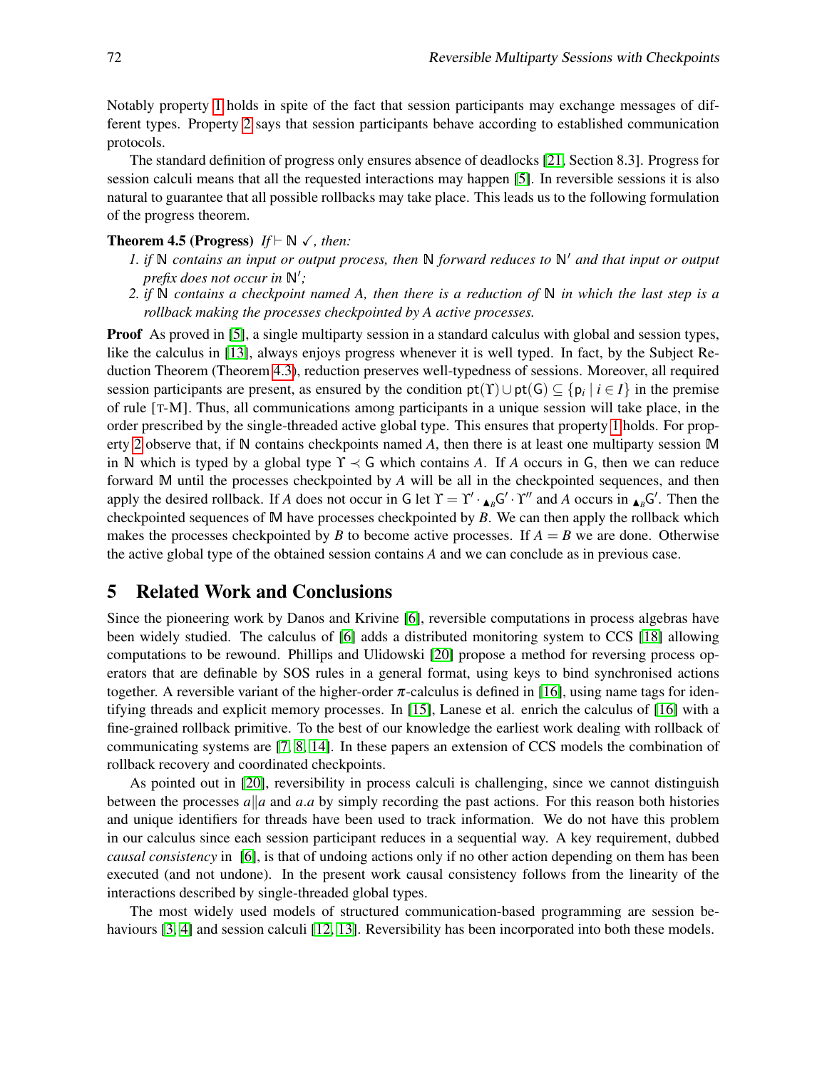Notably property 1 holds in spite of the fact that session participants may exchange messages of different types. Property 2 says that session participants behave according to established communication protocols.

The standard definition of progress only ensures absence of deadlocks [21, Section 8.3]. Progress for session calculi means that all the requested interactions may happen [5]. In reversible sessions it is also natural to guarantee that all possible rollbacks may take place. This leads us to the following formulation of the progress theorem.

**Theorem 4.5 (Progress)** *If* $\vdash \mathbb{N} \checkmark$*, then:*

1. *if* $\mathbb{N}$ *contains an input or output process, then* $\mathbb{N}$ *forward reduces to* $\mathbb{N}'$ *and that input or output prefix does not occur in* $\mathbb{N}'$*;*
2. *if* $\mathbb{N}$ *contains a checkpoint named A, then there is a reduction of* $\mathbb{N}$ *in which the last step is a rollback making the processes checkpointed by A active processes.*

**Proof** As proved in [5], a single multiparty session in a standard calculus with global and session types, like the calculus in [13], always enjoys progress whenever it is well typed. In fact, by the Subject Reduction Theorem (Theorem 4.3), reduction preserves well-typedness of sessions. Moreover, all required session participants are present, as ensured by the condition $\mathsf{pt}(\Upsilon) \cup \mathsf{pt}(\mathsf{G}) \subseteq \{\mathsf{p}_i \mid i \in I\}$ in the premise of rule [T-M]. Thus, all communications among participants in a unique session will take place, in the order prescribed by the single-threaded active global type. This ensures that property 1 holds. For property 2 observe that, if $\mathbb{N}$ contains checkpoints named $A$, then there is at least one multiparty session $\mathbb{M}$ in $\mathbb{N}$ which is typed by a global type $\Upsilon \prec \mathsf{G}$ which contains $A$. If $A$ occurs in $\mathsf{G}$, then we can reduce forward $\mathbb{M}$ until the processes checkpointed by $A$ will be all in the checkpointed sequences, and then apply the desired rollback. If $A$ does not occur in $\mathsf{G}$ let $\Upsilon = \Upsilon' \cdot {}_{\blacktriangle_B}\mathsf{G}' \cdot \Upsilon''$ and $A$ occurs in ${}_{\blacktriangle_B}\mathsf{G}'$. Then the checkpointed sequences of $\mathbb{M}$ have processes checkpointed by $B$. We can then apply the rollback which makes the processes checkpointed by $B$ to become active processes. If $A = B$ we are done. Otherwise the active global type of the obtained session contains $A$ and we can conclude as in previous case.

## 5 Related Work and Conclusions

Since the pioneering work by Danos and Krivine [6], reversible computations in process algebras have been widely studied. The calculus of [6] adds a distributed monitoring system to CCS [18] allowing computations to be rewound. Phillips and Ulidowski [20] propose a method for reversing process operators that are definable by SOS rules in a general format, using keys to bind synchronised actions together. A reversible variant of the higher-order $\pi$-calculus is defined in [16], using name tags for identifying threads and explicit memory processes. In [15], Lanese et al. enrich the calculus of [16] with a fine-grained rollback primitive. To the best of our knowledge the earliest work dealing with rollback of communicating systems are [7, 8, 14]. In these papers an extension of CCS models the combination of rollback recovery and coordinated checkpoints.

As pointed out in [20], reversibility in process calculi is challenging, since we cannot distinguish between the processes $a \| a$ and $a.a$ by simply recording the past actions. For this reason both histories and unique identifiers for threads have been used to track information. We do not have this problem in our calculus since each session participant reduces in a sequential way. A key requirement, dubbed *causal consistency* in [6], is that of undoing actions only if no other action depending on them has been executed (and not undone). In the present work causal consistency follows from the linearity of the interactions described by single-threaded global types.

The most widely used models of structured communication-based programming are session behaviours [3, 4] and session calculi [12, 13]. Reversibility has been incorporated into both these models.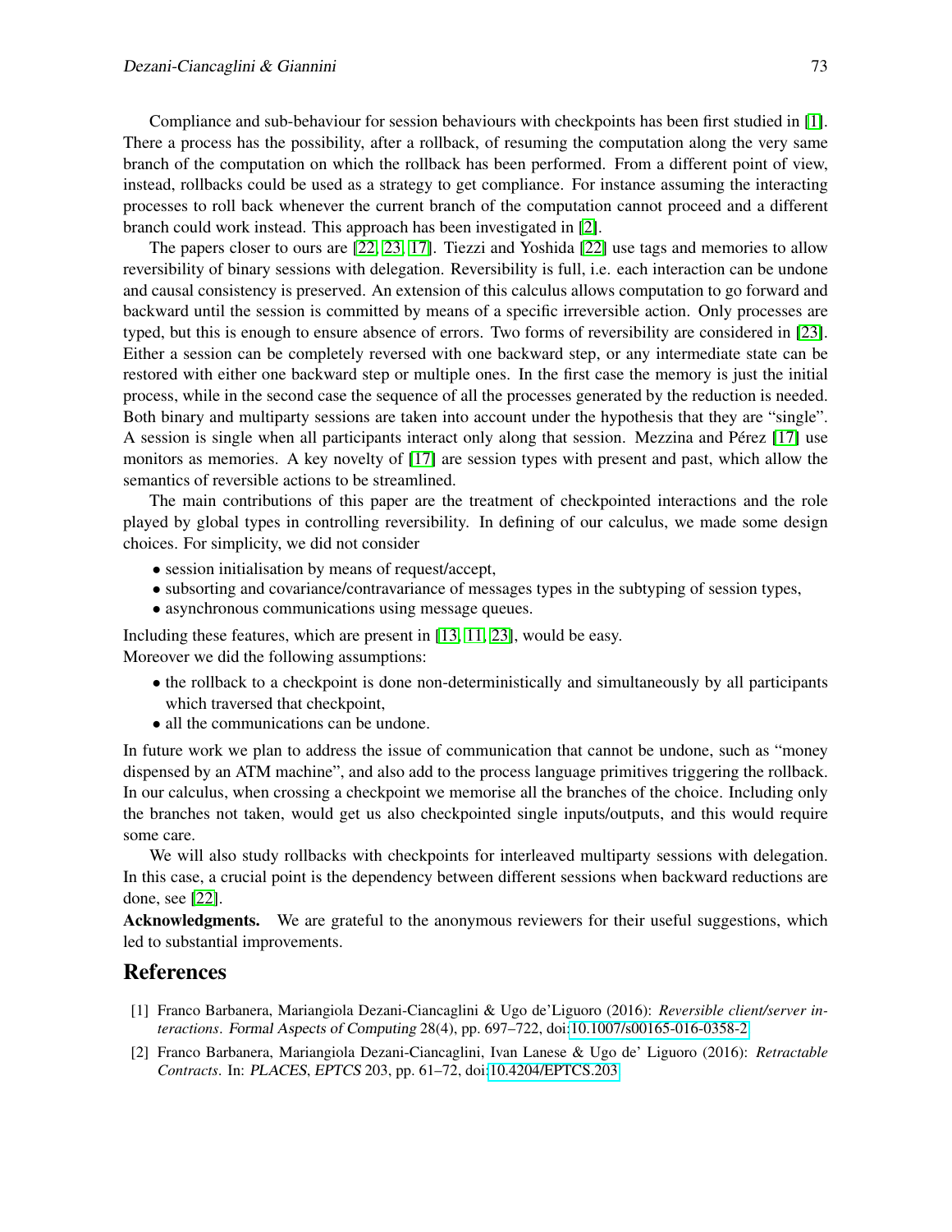Compliance and sub-behaviour for session behaviours with checkpoints has been first studied in [1]. There a process has the possibility, after a rollback, of resuming the computation along the very same branch of the computation on which the rollback has been performed. From a different point of view, instead, rollbacks could be used as a strategy to get compliance. For instance assuming the interacting processes to roll back whenever the current branch of the computation cannot proceed and a different branch could work instead. This approach has been investigated in [2].

The papers closer to ours are [22, 23, 17]. Tiezzi and Yoshida [22] use tags and memories to allow reversibility of binary sessions with delegation. Reversibility is full, i.e. each interaction can be undone and causal consistency is preserved. An extension of this calculus allows computation to go forward and backward until the session is committed by means of a specific irreversible action. Only processes are typed, but this is enough to ensure absence of errors. Two forms of reversibility are considered in [23]. Either a session can be completely reversed with one backward step, or any intermediate state can be restored with either one backward step or multiple ones. In the first case the memory is just the initial process, while in the second case the sequence of all the processes generated by the reduction is needed. Both binary and multiparty sessions are taken into account under the hypothesis that they are "single". A session is single when all participants interact only along that session. Mezzina and Pérez [17] use monitors as memories. A key novelty of [17] are session types with present and past, which allow the semantics of reversible actions to be streamlined.

The main contributions of this paper are the treatment of checkpointed interactions and the role played by global types in controlling reversibility. In defining of our calculus, we made some design choices. For simplicity, we did not consider

- session initialisation by means of request/accept,
- subsorting and covariance/contravariance of messages types in the subtyping of session types,
- asynchronous communications using message queues.

Including these features, which are present in [13, 11, 23], would be easy.
Moreover we did the following assumptions:

- the rollback to a checkpoint is done non-deterministically and simultaneously by all participants which traversed that checkpoint,
- all the communications can be undone.

In future work we plan to address the issue of communication that cannot be undone, such as "money dispensed by an ATM machine", and also add to the process language primitives triggering the rollback. In our calculus, when crossing a checkpoint we memorise all the branches of the choice. Including only the branches not taken, would get us also checkpointed single inputs/outputs, and this would require some care.

We will also study rollbacks with checkpoints for interleaved multiparty sessions with delegation. In this case, a crucial point is the dependency between different sessions when backward reductions are done, see [22].

**Acknowledgments.** We are grateful to the anonymous reviewers for their useful suggestions, which led to substantial improvements.

## References

[1] Franco Barbanera, Mariangiola Dezani-Ciancaglini & Ugo de'Liguoro (2016): *Reversible client/server interactions*. Formal Aspects of Computing 28(4), pp. 697–722, doi:10.1007/s00165-016-0358-2.

[2] Franco Barbanera, Mariangiola Dezani-Ciancaglini, Ivan Lanese & Ugo de' Liguoro (2016): *Retractable Contracts*. In: PLACES, EPTCS 203, pp. 61–72, doi:10.4204/EPTCS.203.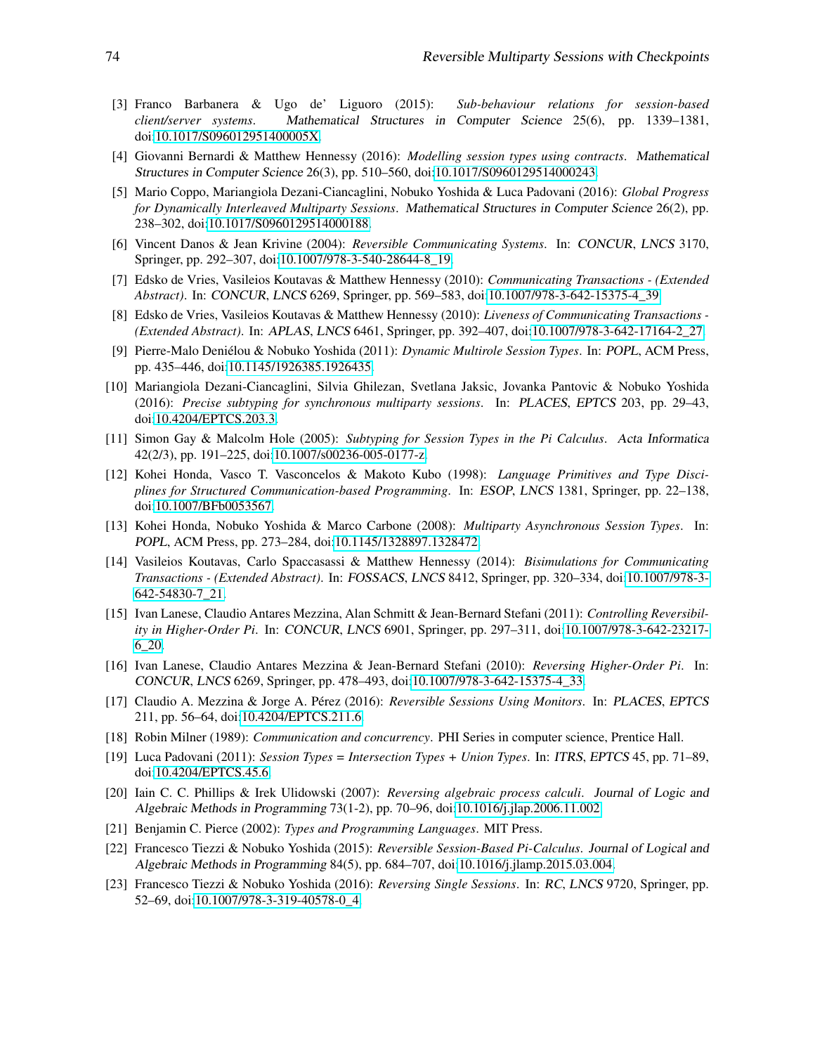[3] Franco Barbanera & Ugo de' Liguoro (2015): *Sub-behaviour relations for session-based client/server systems*. Mathematical Structures in Computer Science 25(6), pp. 1339–1381, doi:10.1017/S096012951400005X.

[4] Giovanni Bernardi & Matthew Hennessy (2016): *Modelling session types using contracts*. Mathematical Structures in Computer Science 26(3), pp. 510–560, doi:10.1017/S0960129514000243.

[5] Mario Coppo, Mariangiola Dezani-Ciancaglini, Nobuko Yoshida & Luca Padovani (2016): *Global Progress for Dynamically Interleaved Multiparty Sessions*. Mathematical Structures in Computer Science 26(2), pp. 238–302, doi:10.1017/S0960129514000188.

[6] Vincent Danos & Jean Krivine (2004): *Reversible Communicating Systems*. In: CONCUR, LNCS 3170, Springer, pp. 292–307, doi:10.1007/978-3-540-28644-8_19.

[7] Edsko de Vries, Vasileios Koutavas & Matthew Hennessy (2010): *Communicating Transactions - (Extended Abstract)*. In: CONCUR, LNCS 6269, Springer, pp. 569–583, doi:10.1007/978-3-642-15375-4_39.

[8] Edsko de Vries, Vasileios Koutavas & Matthew Hennessy (2010): *Liveness of Communicating Transactions - (Extended Abstract)*. In: APLAS, LNCS 6461, Springer, pp. 392–407, doi:10.1007/978-3-642-17164-2_27.

[9] Pierre-Malo Deniélou & Nobuko Yoshida (2011): *Dynamic Multirole Session Types*. In: POPL, ACM Press, pp. 435–446, doi:10.1145/1926385.1926435.

[10] Mariangiola Dezani-Ciancaglini, Silvia Ghilezan, Svetlana Jaksic, Jovanka Pantovic & Nobuko Yoshida (2016): *Precise subtyping for synchronous multiparty sessions*. In: PLACES, EPTCS 203, pp. 29–43, doi:10.4204/EPTCS.203.3.

[11] Simon Gay & Malcolm Hole (2005): *Subtyping for Session Types in the Pi Calculus*. Acta Informatica 42(2/3), pp. 191–225, doi:10.1007/s00236-005-0177-z.

[12] Kohei Honda, Vasco T. Vasconcelos & Makoto Kubo (1998): *Language Primitives and Type Disciplines for Structured Communication-based Programming*. In: ESOP, LNCS 1381, Springer, pp. 22–138, doi:10.1007/BFb0053567.

[13] Kohei Honda, Nobuko Yoshida & Marco Carbone (2008): *Multiparty Asynchronous Session Types*. In: POPL, ACM Press, pp. 273–284, doi:10.1145/1328897.1328472.

[14] Vasileios Koutavas, Carlo Spaccasassi & Matthew Hennessy (2014): *Bisimulations for Communicating Transactions - (Extended Abstract)*. In: FOSSACS, LNCS 8412, Springer, pp. 320–334, doi:10.1007/978-3-642-54830-7_21.

[15] Ivan Lanese, Claudio Antares Mezzina, Alan Schmitt & Jean-Bernard Stefani (2011): *Controlling Reversibility in Higher-Order Pi*. In: CONCUR, LNCS 6901, Springer, pp. 297–311, doi:10.1007/978-3-642-23217-6_20.

[16] Ivan Lanese, Claudio Antares Mezzina & Jean-Bernard Stefani (2010): *Reversing Higher-Order Pi*. In: CONCUR, LNCS 6269, Springer, pp. 478–493, doi:10.1007/978-3-642-15375-4_33.

[17] Claudio A. Mezzina & Jorge A. Pérez (2016): *Reversible Sessions Using Monitors*. In: PLACES, EPTCS 211, pp. 56–64, doi:10.4204/EPTCS.211.6.

[18] Robin Milner (1989): *Communication and concurrency*. PHI Series in computer science, Prentice Hall.

[19] Luca Padovani (2011): *Session Types = Intersection Types + Union Types*. In: ITRS, EPTCS 45, pp. 71–89, doi:10.4204/EPTCS.45.6.

[20] Iain C. C. Phillips & Irek Ulidowski (2007): *Reversing algebraic process calculi*. Journal of Logic and Algebraic Methods in Programming 73(1-2), pp. 70–96, doi:10.1016/j.jlap.2006.11.002.

[21] Benjamin C. Pierce (2002): *Types and Programming Languages*. MIT Press.

[22] Francesco Tiezzi & Nobuko Yoshida (2015): *Reversible Session-Based Pi-Calculus*. Journal of Logical and Algebraic Methods in Programming 84(5), pp. 684–707, doi:10.1016/j.jlamp.2015.03.004.

[23] Francesco Tiezzi & Nobuko Yoshida (2016): *Reversing Single Sessions*. In: RC, LNCS 9720, Springer, pp. 52–69, doi:10.1007/978-3-319-40578-0_4.